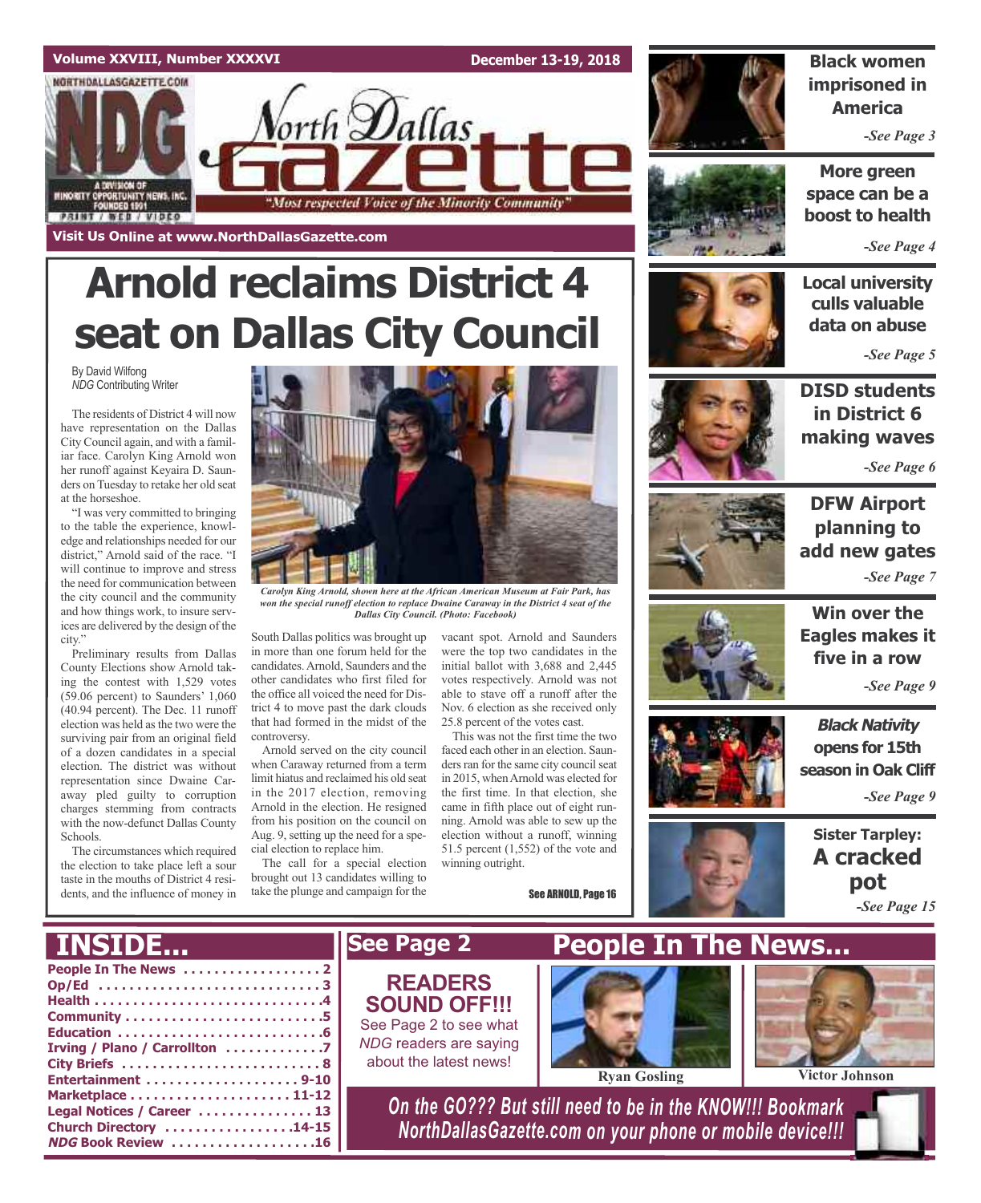Volume XXVIII, Number XXXXVI — December 13-19, 2018

# North Dallas Gazette

"Most respected Voice of the Minority Community"

Visit Us Online at www.NorthDallasGazette.com

# Arnold reclaims District 4 seat on Dallas City Council

By David Wilfong
*NDG* Contributing Writer

The residents of District 4 will now have representation on the Dallas City Council again, and with a familiar face. Carolyn King Arnold won her runoff against Keyaira D. Saunders on Tuesday to retake her old seat at the horseshoe.

"I was very committed to bringing to the table the experience, knowledge and relationships needed for our district," Arnold said of the race. "I will continue to improve and stress the need for communication between the city council and the community and how things work, to insure services are delivered by the design of the city."

Preliminary results from Dallas County Elections show Arnold taking the contest with 1,529 votes (59.06 percent) to Saunders' 1,060 (40.94 percent). The Dec. 11 runoff election was held as the two were the surviving pair from an original field of a dozen candidates in a special election. The district was without representation since Dwaine Caraway pled guilty to corruption charges stemming from contracts with the now-defunct Dallas County Schools.

The circumstances which required the election to take place left a sour taste in the mouths of District 4 residents, and the influence of money in South Dallas politics was brought up in more than one forum held for the candidates. Arnold, Saunders and the other candidates who first filed for the office all voiced the need for District 4 to move past the dark clouds that had formed in the midst of the controversy.

*Carolyn King Arnold, shown here at the African American Museum at Fair Park, has won the special runoff election to replace Dwaine Caraway in the District 4 seat of the Dallas City Council. (Photo: Facebook)*

Arnold served on the city council when Caraway returned from a term limit hiatus and reclaimed his old seat in the 2017 election, removing Arnold in the election. He resigned from his position on the council on Aug. 9, setting up the need for a special election to replace him.

The call for a special election brought out 13 candidates willing to take the plunge and campaign for the vacant spot. Arnold and Saunders were the top two candidates in the initial ballot with 3,688 and 2,445 votes respectively. Arnold was not able to stave off a runoff after the Nov. 6 election as she received only 25.8 percent of the votes cast.

This was not the first time the two faced each other in an election. Saunders ran for the same city council seat in 2015, when Arnold was elected for the first time. In that election, she came in fifth place out of eight running. Arnold was able to sew up the election without a runoff, winning 51.5 percent (1,552) of the vote and winning outright.

See ARNOLD, Page 16

---

**Black women imprisoned in America** — *See Page 3*

**More green space can be a boost to health** — *See Page 4*

**Local university culls valuable data on abuse** — *See Page 5*

**DISD students in District 6 making waves** — *See Page 6*

**DFW Airport planning to add new gates** — *See Page 7*

**Win over the Eagles makes it five in a row** — *See Page 9*

***Black Nativity* opens for 15th season in Oak Cliff** — *See Page 9*

**Sister Tarpley: A cracked pot** — *See Page 15*

---

## INSIDE...

- People In The News .................. 2
- Op/Ed .................. 3
- Health .................. 4
- Community .................. 5
- Education .................. 6
- Irving / Plano / Carrollton .................. 7
- City Briefs .................. 8
- Entertainment .................. 9-10
- Marketplace .................. 11-12
- Legal Notices / Career .................. 13
- Church Directory .................. 14-15
- *NDG* Book Review .................. 16

## See Page 2

**READERS SOUND OFF!!!**

See Page 2 to see what *NDG* readers are saying about the latest news!

## People In The News...

Ryan Gosling

Victor Johnson

*On the GO??? But still need to be in the KNOW!!! Bookmark NorthDallasGazette.com on your phone or mobile device!!!*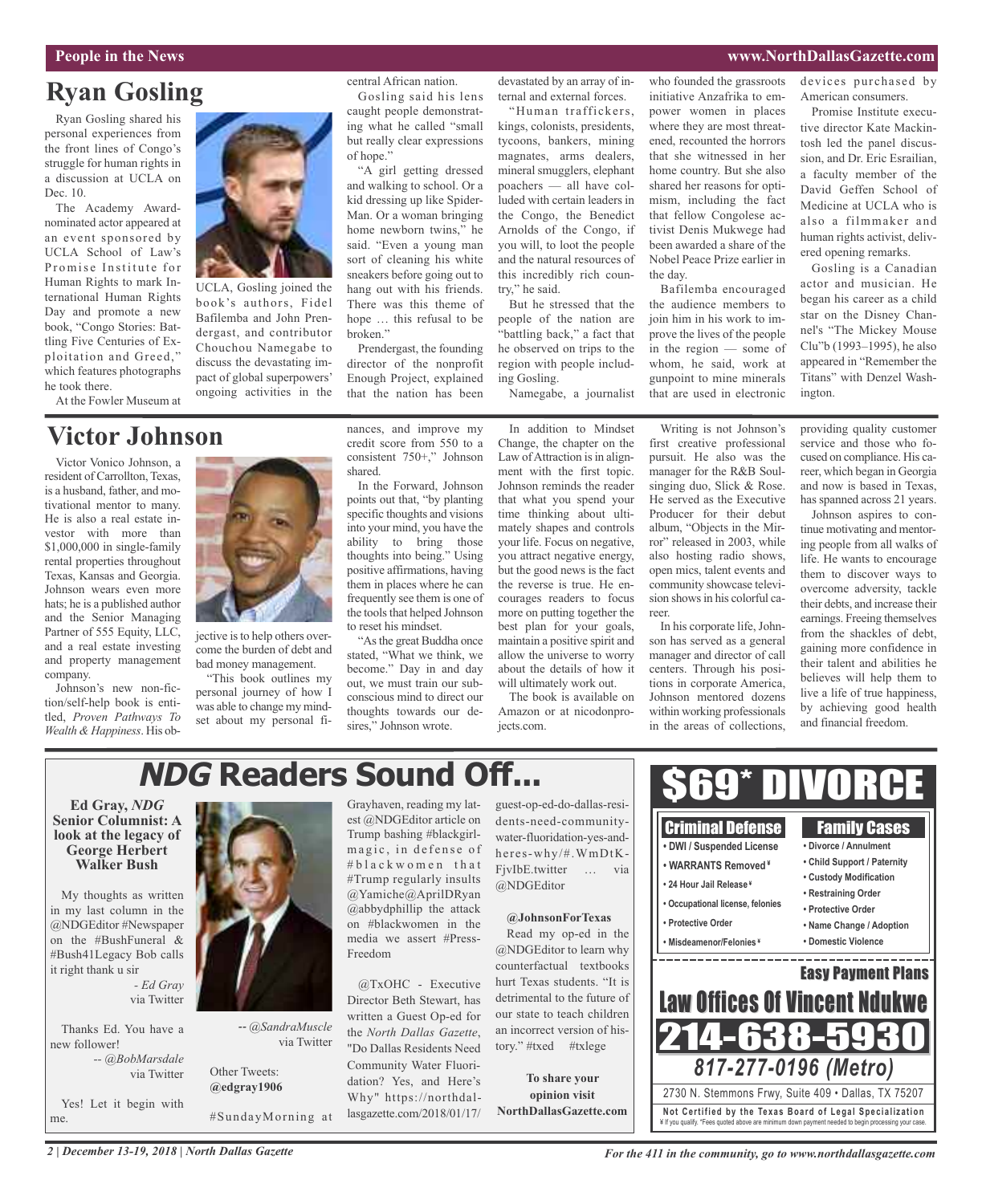## Ryan Gosling

Ryan Gosling shared his personal experiences from the front lines of Congo's struggle for human rights in a discussion at UCLA on Dec. 10.

The Academy Award-nominated actor appeared at an event sponsored by UCLA School of Law's Promise Institute for Human Rights to mark International Human Rights Day and promote a new book, "Congo Stories: Battling Five Centuries of Exploitation and Greed," which features photographs he took there.

At the Fowler Museum at UCLA, Gosling joined the book's authors, Fidel Bafilemba and John Prendergast, and contributor Chouchou Namegabe to discuss the devastating impact of global superpowers' ongoing activities in the central African nation.

Gosling said his lens caught people demonstrating what he called "small but really clear expressions of hope."

"A girl getting dressed and walking to school. Or a kid dressing up like Spider-Man. Or a woman bringing home newborn twins," he said. "Even a young man sort of cleaning his white sneakers before going out to hang out with his friends. There was this theme of hope … this refusal to be broken."

Prendergast, the founding director of the nonprofit Enough Project, explained that the nation has been devastated by an array of internal and external forces.

"Human traffickers, kings, colonists, presidents, tycoons, bankers, mining magnates, arms dealers, mineral smugglers, elephant poachers — all have colluded with certain leaders in the Congo, the Benedict Arnolds of the Congo, if you will, to loot the people and the natural resources of this incredibly rich country," he said.

But he stressed that the people of the nation are "battling back," a fact that he observed on trips to the region with people including Gosling.

Namegabe, a journalist who founded the grassroots initiative Anzafrika to empower women in places where they are most threatened, recounted the horrors that she witnessed in her home country. But she also shared her reasons for optimism, including the fact that fellow Congolese activist Denis Mukwege had been awarded a share of the Nobel Peace Prize earlier in the day.

Bafilemba encouraged the audience members to join him in his work to improve the lives of the people in the region — some of whom, he said, work at gunpoint to mine minerals that are used in electronic devices purchased by American consumers.

Promise Institute executive director Kate Mackintosh led the panel discussion, and Dr. Eric Esrailian, a faculty member of the David Geffen School of Medicine at UCLA who is also a filmmaker and human rights activist, delivered opening remarks.

Gosling is a Canadian actor and musician. He began his career as a child star on the Disney Channel's "The Mickey Mouse Clu"b (1993–1995), he also appeared in "Remember the Titans" with Denzel Washington.

## Victor Johnson

Victor Vonico Johnson, a resident of Carrollton, Texas, is a husband, father, and motivational mentor to many. He is also a real estate investor with more than $1,000,000 in single-family rental properties throughout Texas, Kansas and Georgia. Johnson wears even more hats; he is a published author and the Senior Managing Partner of 555 Equity, LLC, and a real estate investing and property management company.

Johnson's new non-fiction/self-help book is entitled, *Proven Pathways To Wealth & Happiness*. His objective is to help others overcome the burden of debt and bad money management.

"This book outlines my personal journey of how I was able to change my mindset about my personal finances, and improve my credit score from 550 to a consistent 750+," Johnson shared.

In the Forward, Johnson points out that, "by planting specific thoughts and visions into your mind, you have the ability to bring those thoughts into being." Using positive affirmations, having them in places where he can frequently see them is one of the tools that helped Johnson to reset his mindset.

"As the great Buddha once stated, "What we think, we become." Day in and day out, we must train our subconscious mind to direct our thoughts towards our desires," Johnson wrote.

In addition to Mindset Change, the chapter on the Law of Attraction is in alignment with the first topic. Johnson reminds the reader that what you spend your time thinking about ultimately shapes and controls your life. Focus on negative, you attract negative energy, but the good news is the fact the reverse is true. He encourages readers to focus more on putting together the best plan for your goals, maintain a positive spirit and allow the universe to worry about the details of how it will ultimately work out.

The book is available on Amazon or at nicodonprojects.com.

Writing is not Johnson's first creative professional pursuit. He also was the manager for the R&B Soul-singing duo, Slick & Rose. He served as the Executive Producer for their debut album, "Objects in the Mirror" released in 2003, while also hosting radio shows, open mics, talent events and community showcase television shows in his colorful career.

In his corporate life, Johnson has served as a general manager and director of call centers. Through his positions in corporate America, Johnson mentored dozens within working professionals in the areas of collections, providing quality customer service and those who focused on compliance. His career, which began in Georgia and now is based in Texas, has spanned across 21 years.

Johnson aspires to continue motivating and mentoring people from all walks of life. He wants to encourage them to discover ways to overcome adversity, tackle their debts, and increase their earnings. Freeing themselves from the shackles of debt, gaining more confidence in their talent and abilities he believes will help them to live a life of true happiness, by achieving good health and financial freedom.

## *NDG* Readers Sound Off...

**Ed Gray, *NDG* Senior Columnist: A look at the legacy of George Herbert Walker Bush**

My thoughts as written in my last column in the @NDGEditor #Newspaper on the #BushFuneral & #Bush41Legacy Bob calls it right thank u sir

*- Ed Gray* via Twitter

Thanks Ed. You have a new follower!

-- *@BobMarsdale* via Twitter

Yes! Let it begin with me.

-- *@SandraMuscle* via Twitter

Other Tweets:
**@edgray1906**

#SundayMorning at Grayhaven, reading my latest @NDGEditor article on Trump bashing #blackgirlmagic, in defense of #blackwomen that #Trump regularly insults @Yamiche@AprilDRyan @abbydphillip the attack on #blackwomen in the media we assert #PressFreedom

@TxOHC - Executive Director Beth Stewart, has written a Guest Op-ed for the *North Dallas Gazette*, "Do Dallas Residents Need Community Water Fluoridation? Yes, and Here's Why" https://northdallasgazette.com/2018/01/17/guest-op-ed-do-dallas-residents-need-community-water-fluoridation-yes-and-heres-why/#.WmDtKFjvIbE.twitter … via @NDGEditor

**@JohnsonForTexas**

Read my op-ed in the @NDGEditor to learn why counterfactual textbooks hurt Texas students. "It is detrimental to the future of our state to teach children an incorrect version of history." #txed #txlege

**To share your opinion visit NorthDallasGazette.com**

---

**$69* DIVORCE**

**Criminal Defense**
- DWI / Suspended License
- WARRANTS Removed¥
- 24 Hour Jail Release¥
- Occupational license, felonies
- Protective Order
- Misdeamenor/Felonies¥

**Family Cases**
- Divorce / Annulment
- Child Support / Paternity
- Custody Modification
- Restraining Order
- Protective Order
- Name Change / Adoption
- Domestic Violence

**Easy Payment Plans**

**Law Offices Of Vincent Ndukwe**

**214-638-5930**

*817-277-0196 (Metro)*

2730 N. Stemmons Frwy, Suite 409 • Dallas, TX 75207

**Not Certified by the Texas Board of Legal Specialization**
¥ If you qualify. *Fees quoted above are minimum down payment needed to begin processing your case.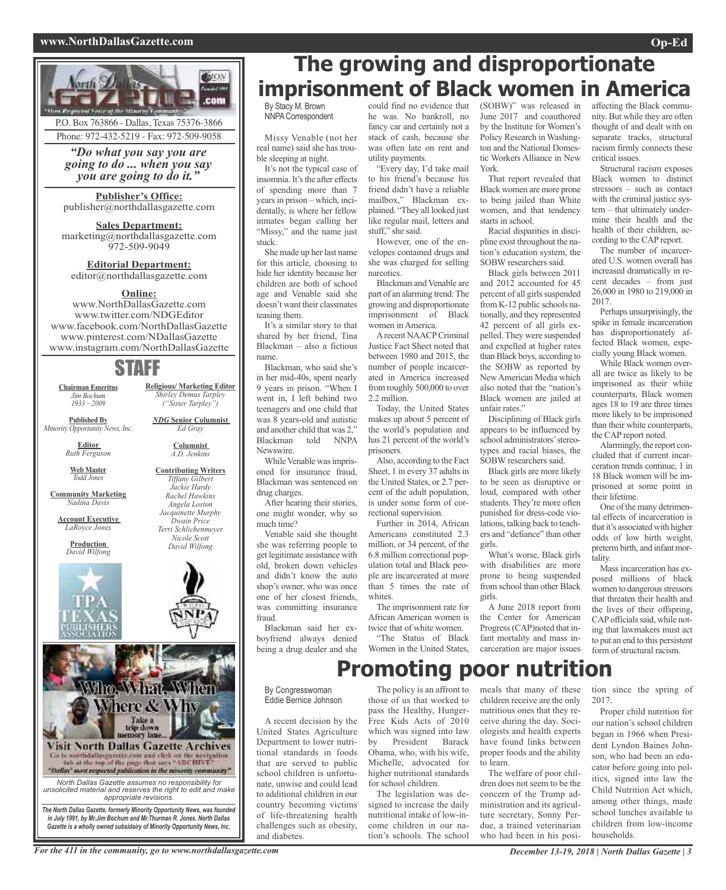**North Dallas Gazette**

P.O. Box 763866 - Dallas, Texas 75376-3866
Phone: 972-432-5219 - Fax: 972-509-9058

*"Do what you say you are going to do ... when you say you are going to do it."*

**Publisher's Office:**
publisher@northdallasgazette.com

**Sales Department:**
marketing@northdallasgazette.com
972-509-9049

**Editorial Department:**
editor@northdallasgazette.com

**Online:**
www.NorthDallasGazette.com
www.twitter.com/NDGEditor
www.facebook.com/NorthDallasGazette
www.pinterest.com/NDallasGazette
www.instagram.com/NorthDallasGazette

## STAFF

**Chairman Emeritus**
*Jim Bochum*
*1933 – 2009*

**Published By**
*Minority Opportunity News, Inc.*

**Editor**
*Ruth Ferguson*

**Web Master**
*Todd Jones*

**Community Marketing**
*Nadina Davis*

**Account Executive**
*LaRoyce Jones*

**Production**
*David Wilfong*

**Religious/ Marketing Editor**
*Shirley Demus Tarpley*
*("Sister Tarpley")*

***NDG* Senior Columnist**
*Ed Gray*

**Columnist**
*A.D. Jenkins*

**Contributing Writers**
*Tiffany Gilbert*
*Jackie Hardy*
*Rachel Hawkins*
*Angela Loston*
*Jacquinette Murphy*
*Dwain Price*
*Terri Schlichenmeyer*
*Nicole Scott*
*David Wilfong*

Who, What, When Where & Why
Take a trip down memory lane...
Visit North Dallas Gazette Archives
Go to northdallasgazette.com and click on the navigation tab at the top of the page that says "ARCHIVE"
"Dallas' most respected publication in the minority community"

*North Dallas Gazette assumes no responsibility for unsolicited material and reserves the right to edit and make appropriate revisions.*

***The North Dallas Gazette, formerly Minority Opportunity News, was founded in July 1991, by Mr.Jim Bochum and Mr.Thurman R. Jones. North Dallas Gazette is a wholly owned subsidairy of Minority Opportunity News, Inc.***

# The growing and disproportionate imprisonment of Black women in America

By Stacy M. Brown
NNPA Correspondent

Missy Venable (not her real name) said she has trouble sleeping at night.

It's not the typical case of insomnia. It's the after effects of spending more than 7 years in prison – which, incidentally, is where her fellow inmates began calling her "Missy," and the name just stuck.

She made up her last name for this article, choosing to hide her identity because her children are both of school age and Venable said she doesn't want their classmates teasing them.

It's a similar story to that shared by her friend, Tina Blackman – also a fictious name.

Blackman, who said she's in her mid-40s, spent nearly 9 years in prison. "When I went in, I left behind two teenagers and one child that was 8 years-old and autistic and another child that was 2," Blackman told NNPA Newswire.

While Venable was imprisoned for insurance fraud, Blackman was sentenced on drug charges.

After hearing their stories, one might wonder, why so much time?

Venable said she thought she was referring people to get legitimate assistance with old, broken down vehicles and didn't know the auto shop's owner, who was once one of her closest friends, was committing insurance fraud.

Blackman said her exboyfriend always denied being a drug dealer and she could find no evidence that he was. No bankroll, no fancy car and certainly not a stack of cash, because she was often late on rent and utility payments.

"Every day, I'd take mail to his friend's because his friend didn't have a reliable mailbox," Blackman explained. "They all looked just like regular mail, letters and stuff," she said.

However, one of the envelopes contained drugs and she was charged for selling narcotics.

Blackman and Venable are part of an alarming trend: The growing and disproportionate imprisonment of Black women in America.

A recent NAACP Criminal Justice Fact Sheet noted that between 1980 and 2015, the number of people incarcerated in America increased from roughly 500,000 to over 2.2 million.

Today, the United States makes up about 5 percent of the world's population and has 21 percent of the world's prisoners.

Also, according to the Fact Sheet, 1 in every 37 adults in the United States, or 2.7 percent of the adult population, is under some form of correctional supervision.

Further in 2014, African Americans constituted 2.3 million, or 34 percent, of the 6.8 million correctional population total and Black people are incarcerated at more than 5 times the rate of whites.

The imprisonment rate for African American women is twice that of white women.

"The Status of Black Women in the United States, (SOBW)" was released in June 2017 and coauthored by the Institute for Women's Policy Research in Washington and the National Domestic Workers Alliance in New York.

That report revealed that Black women are more prone to being jailed than White women, and that tendency starts in school.

Racial disparities in discipline exist throughout the nation's education system, the SOBW researchers said.

Black girls between 2011 and 2012 accounted for 45 percent of all girls suspended from K-12 public schools nationally, and they represented 42 percent of all girls expelled. They were suspended and expelled at higher rates than Black boys, according to the SOBW as reported by New American Media which also noted that the "nation's Black women are jailed at unfair rates."

Disciplining of Black girls appears to be influenced by school administrators' stereotypes and racial biases, the SOBW researchers said.

Black girls are more likely to be seen as disruptive or loud, compared with other students. They're more often punished for dress-code violations, talking back to teachers and "defiance" than other girls.

What's worse, Black girls with disabilities are more prone to being suspended from school than other Black girls.

A June 2018 report from the Center for American Progress (CAP)noted that infant mortality and mass incarceration are major issues affecting the Black community. But while they are often thought of and dealt with on separate tracks, structural racism firmly connects these critical issues.

Structural racism exposes Black women to distinct stressors – such as contact with the criminal justice system – that ultimately undermine their health and the health of their children, according to the CAP report.

The number of incarcerated U.S. women overall has increased dramatically in recent decades – from just 26,000 in 1980 to 219,000 in 2017.

Perhaps unsurprisingly, the spike in female incarceration has disproportionately affected Black women, especially young Black women.

While Black women overall are twice as likely to be imprisoned as their white counterparts, Black women ages 18 to 19 are three times more likely to be imprisoned than their white counterparts, the CAP report noted.

Alarmingly, the report concluded that if current incarceration trends continue, 1 in 18 Black women will be imprisoned at some point in their lifetime.

One of the many detrimental effects of incarceration is that it's associated with higher odds of low birth weight, preterm birth, and infant mortality.

Mass incarceration has exposed millions of black women to dangerous stressors that threaten their health and the lives of their offspring, CAP officials said, while noting that lawmakers must act to put an end to this persistent form of structural racism.

# Promoting poor nutrition

By Congresswoman
Eddie Bernice Johnson

A recent decision by the United States Agriculture Department to lower nutritional standards in foods that are served to public school children is unfortunate, unwise and could lead to additional children in our country becoming victims of life-threatening health challenges such as obesity, and diabetes.

The policy is an affront to those of us that worked to pass the Healthy, Hunger-Free Kids Acts of 2010 which was signed into law by President Barack Obama, who, with his wife, Michelle, advocated for higher nutritional standards for school children.

The legislation was designed to increase the daily nutritional intake of low-income children in our nation's schools. The school meals that many of these children receive are the only nutritious ones that they receive during the day. Sociologists and health experts have found links between proper foods and the ability to learn.

The welfare of poor children does not seem to be the concern of the Trump administration and its agriculture secretary, Sonny Perdue, a trained veterinarian who had been in his position since the spring of 2017.

Proper child nutrition for our nation's school children began in 1966 when President Lyndon Baines Johnson, who had been an educator before going into politics, signed into law the Child Nutrition Act which, among other things, made school lunches available to children from low-income households.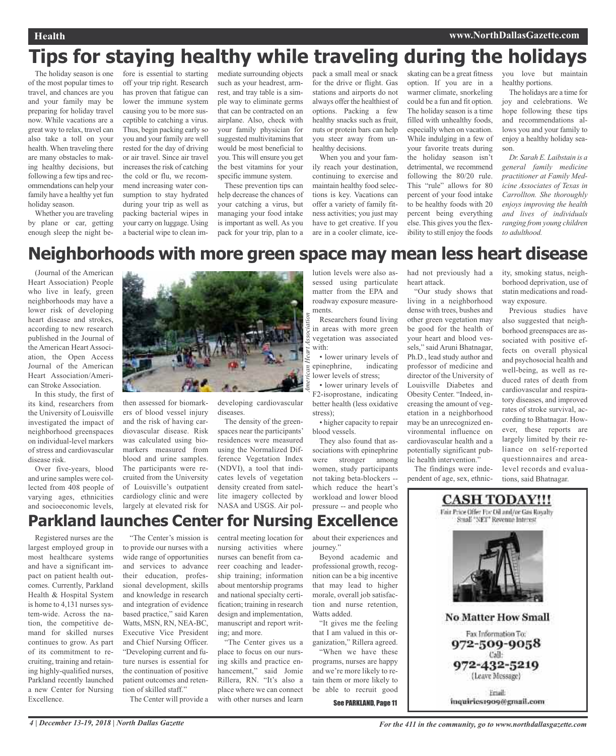# Tips for staying healthy while traveling during the holidays

The holiday season is one of the most popular times to travel, and chances are you and your family may be preparing for holiday travel now. While vacations are a great way to relax, travel can also take a toll on your health. When traveling there are many obstacles to making healthy decisions, but following a few tips and recommendations can help your family have a healthy yet fun holiday season.

Whether you are traveling by plane or car, getting enough sleep the night before is essential to starting off your trip right. Research has proven that fatigue can lower the immune system causing you to be more susceptible to catching a virus. Thus, begin packing early so you and your family are well rested for the day of driving or air travel. Since air travel increases the risk of catching the cold or flu, we recommend increasing water consumption to stay hydrated during your trip as well as packing bacterial wipes in your carry on luggage. Using a bacterial wipe to clean immediate surrounding objects such as your headrest, armrest, and tray table is a simple way to eliminate germs that can be contracted on an airplane. Also, check with your family physician for suggested multivitamins that would be most beneficial to you. This will ensure you get the best vitamins for your specific immune system.

These prevention tips can help decrease the chances of your catching a virus, but managing your food intake is important as well. As you pack for your trip, plan to a pack a small meal or snack for the drive or flight. Gas stations and airports do not always offer the healthiest of options. Packing a few healthy snacks such as fruit, nuts or protein bars can help you steer away from unhealthy decisions.

When you and your family reach your destination, continuing to exercise and maintain healthy food selections is key. Vacations can offer a variety of family fitness activities; you just may have to get creative. If you are in a cooler climate, ice-skating can be a great fitness option. If you are in a warmer climate, snorkeling could be a fun and fit option. The holiday season is a time filled with unhealthy foods, especially when on vacation. While indulging in a few of your favorite treats during the holiday season isn't detrimental, we recommend following the 80/20 rule. This "rule" allows for 80 percent of your food intake to be healthy foods with 20 percent being everything else. This gives you the flexibility to still enjoy the foods you love but maintain healthy portions.

The holidays are a time for joy and celebrations. We hope following these tips and recommendations allows you and your family to enjoy a healthy holiday season.

*Dr. Sarah E. Laibstain is a general family medicine practitioner at Family Medicine Associates of Texas in Carrollton. She thoroughly enjoys improving the health and lives of individuals ranging from young children to adulthood.*

# Neighborhoods with more green space may mean less heart disease

(Journal of the American Heart Association) People who live in leafy, green neighborhoods may have a lower risk of developing heart disease and strokes, according to new research published in the Journal of the American Heart Association, the Open Access Journal of the American Heart Association/American Stroke Association.

In this study, the first of its kind, researchers from the University of Louisville investigated the impact of neighborhood greenspaces on individual-level markers of stress and cardiovascular disease risk.

Over five-years, blood and urine samples were collected from 408 people of varying ages, ethnicities and socioeconomic levels, then assessed for biomarkers of blood vessel injury and the risk of having cardiovascular disease. Risk was calculated using biomarkers measured from blood and urine samples. The participants were recruited from the University of Louisville's outpatient cardiology clinic and were largely at elevated risk for developing cardiovascular diseases.

The density of the greenspaces near the participants' residences were measured using the Normalized Difference Vegetation Index (NDVI), a tool that indicates levels of vegetation density created from satellite imagery collected by NASA and USGS. Air pollution levels were also assessed using particulate matter from the EPA and roadway exposure measurements.

*American Heart Association*

Researchers found living in areas with more green vegetation was associated with:

- lower urinary levels of epinephrine, indicating lower levels of stress;
- lower urinary levels of F2-isoprostane, indicating better health (less oxidative stress);
- higher capacity to repair blood vessels.

They also found that associations with epinephrine were stronger among women, study participants not taking beta-blockers -- which reduce the heart's workload and lower blood pressure -- and people who had not previously had a heart attack.

"Our study shows that living in a neighborhood dense with trees, bushes and other green vegetation may be good for the health of your heart and blood vessels," said Aruni Bhatnagar, Ph.D., lead study author and professor of medicine and director of the University of Louisville Diabetes and Obesity Center. "Indeed, increasing the amount of vegetation in a neighborhood may be an unrecognized environmental influence on cardiovascular health and a potentially significant public health intervention."

The findings were independent of age, sex, ethnicity, smoking status, neighborhood deprivation, use of statin medications and roadway exposure.

Previous studies have also suggested that neighborhood greenspaces are associated with positive effects on overall physical and psychosocial health and well-being, as well as reduced rates of death from cardiovascular and respiratory diseases, and improved rates of stroke survival, according to Bhatnagar. However, these reports are largely limited by their reliance on self-reported questionnaires and area-level records and evaluations, said Bhatnagar.

# Parkland launches Center for Nursing Excellence

Registered nurses are the largest employed group in most healthcare systems and have a significant impact on patient health outcomes. Currently, Parkland Health & Hospital System is home to 4,131 nurses system-wide. Across the nation, the competitive demand for skilled nurses continues to grow. As part of its commitment to recruiting, training and retaining highly-qualified nurses, Parkland recently launched a new Center for Nursing Excellence.

"The Center's mission is to provide our nurses with a wide range of opportunities and services to advance their education, professional development, skills and knowledge in research and integration of evidence based practice," said Karen Watts, MSN, RN, NEA-BC, Executive Vice President and Chief Nursing Officer. "Developing current and future nurses is essential for the continuation of positive patient outcomes and retention of skilled staff."

The Center will provide a central meeting location for nursing activities where nurses can benefit from career coaching and leadership training; information about mentorship programs and national specialty certification; training in research design and implementation, manuscript and report writing; and more.

"The Center gives us a place to focus on our nursing skills and practice enhancement," said Jomie Rillera, RN. "It's also a place where we can connect with other nurses and learn about their experiences and journey."

Beyond academic and professional growth, recognition can be a big incentive that may lead to higher morale, overall job satisfaction and nurse retention, Watts added.

"It gives me the feeling that I am valued in this organization," Rillera agreed.

"When we have these programs, nurses are happy and we're more likely to retain them or more likely to be able to recruit good

**See PARKLAND, Page 11**

**CASH TODAY!!!**

Fair Price Offer For Oil and/or Gas Royalty Small "NET" Revenue Interest

**No Matter How Small**

Fax Information To:
972-509-9058

Call:
972-432-5219
(Leave Message)

Email:
inquiries1909@gmail.com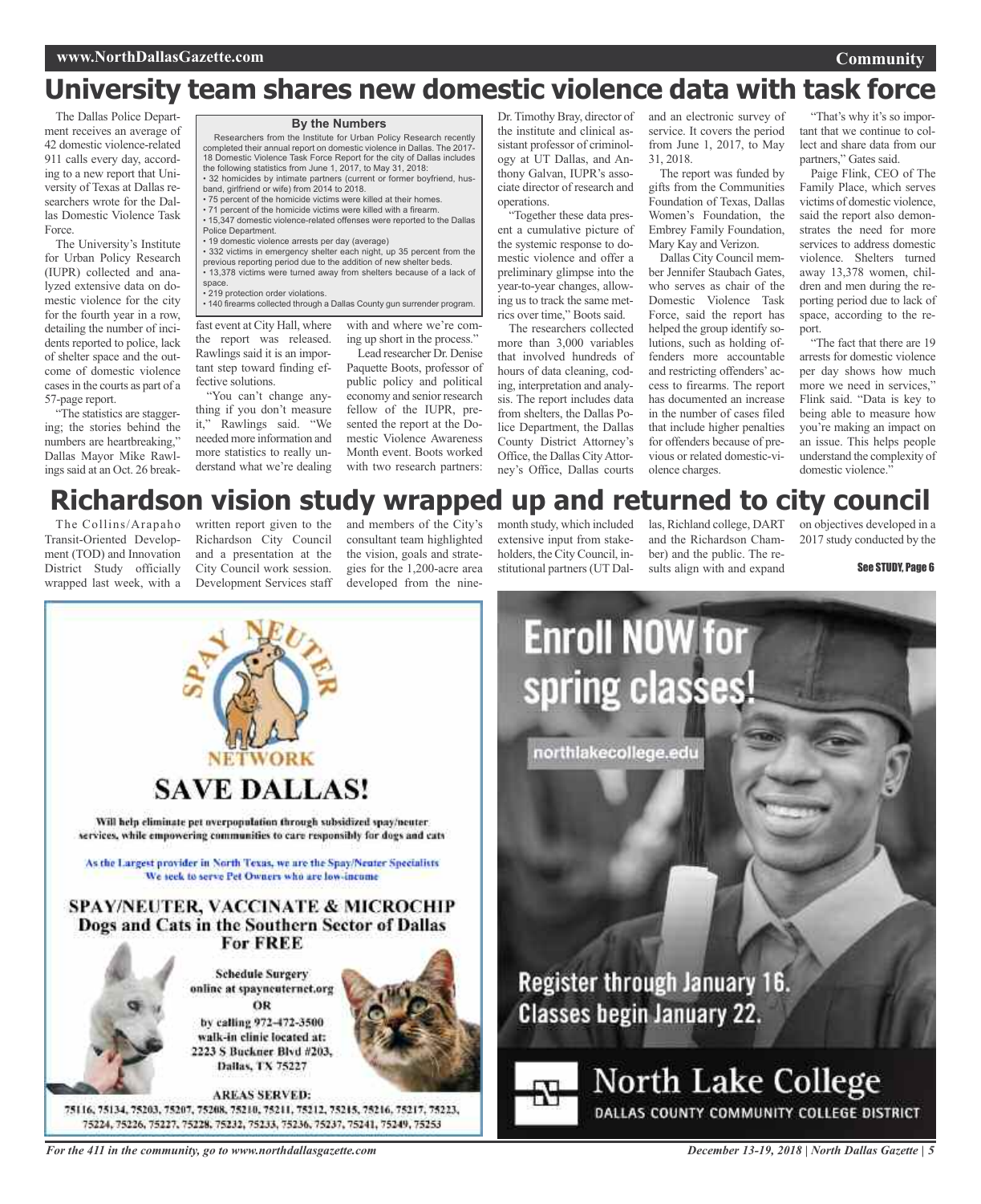# University team shares new domestic violence data with task force

The Dallas Police Department receives an average of 42 domestic violence-related 911 calls every day, according to a new report that University of Texas at Dallas researchers wrote for the Dallas Domestic Violence Task Force.

The University's Institute for Urban Policy Research (IUPR) collected and analyzed extensive data on domestic violence for the city for the fourth year in a row, detailing the number of incidents reported to police, lack of shelter space and the outcome of domestic violence cases in the courts as part of a 57-page report.

"The statistics are staggering; the stories behind the numbers are heartbreaking," Dallas Mayor Mike Rawlings said at an Oct. 26 breakfast event at City Hall, where the report was released. Rawlings said it is an important step toward finding effective solutions.

"You can't change anything if you don't measure it," Rawlings said. "We needed more information and more statistics to really understand what we're dealing with and where we're coming up short in the process."

Lead researcher Dr. Denise Paquette Boots, professor of public policy and political economy and senior research fellow of the IUPR, presented the report at the Domestic Violence Awareness Month event. Boots worked with two research partners: Dr. Timothy Bray, director of the institute and clinical assistant professor of criminology at UT Dallas, and Anthony Galvan, IUPR's associate director of research and operations.

"Together these data present a cumulative picture of the systemic response to domestic violence and offer a preliminary glimpse into the year-to-year changes, allowing us to track the same metrics over time," Boots said.

The researchers collected more than 3,000 variables that involved hundreds of hours of data cleaning, coding, interpretation and analysis. The report includes data from shelters, the Dallas Police Department, the Dallas County District Attorney's Office, the Dallas City Attorney's Office, Dallas courts and an electronic survey of service. It covers the period from June 1, 2017, to May 31, 2018.

The report was funded by gifts from the Communities Foundation of Texas, Dallas Women's Foundation, the Embrey Family Foundation, Mary Kay and Verizon.

Dallas City Council member Jennifer Staubach Gates, who serves as chair of the Domestic Violence Task Force, said the report has helped the group identify solutions, such as holding offenders more accountable and restricting offenders' access to firearms. The report has documented an increase in the number of cases filed that include higher penalties for offenders because of previous or related domestic-violence charges.

"That's why it's so important that we continue to collect and share data from our partners," Gates said.

Paige Flink, CEO of The Family Place, which serves victims of domestic violence, said the report also demonstrates the need for more services to address domestic violence. Shelters turned away 13,378 women, children and men during the reporting period due to lack of space, according to the report.

"The fact that there are 19 arrests for domestic violence per day shows how much more we need in services," Flink said. "Data is key to being able to measure how you're making an impact on an issue. This helps people understand the complexity of domestic violence."

### By the Numbers

Researchers from the Institute for Urban Policy Research recently completed their annual report on domestic violence in Dallas. The 2017-18 Domestic Violence Task Force Report for the city of Dallas includes the following statistics from June 1, 2017, to May 31, 2018:

- 32 homicides by intimate partners (current or former boyfriend, husband, girlfriend or wife) from 2014 to 2018.
- 75 percent of the homicide victims were killed at their homes.
- 71 percent of the homicide victims were killed with a firearm.
- 15,347 domestic violence-related offenses were reported to the Dallas Police Department.
- 19 domestic violence arrests per day (average)
- 332 victims in emergency shelter each night, up 35 percent from the previous reporting period due to the addition of new shelter beds.
- 13,378 victims were turned away from shelters because of a lack of space.
- 219 protection order violations.
- 140 firearms collected through a Dallas County gun surrender program.

# Richardson vision study wrapped up and returned to city council

The Collins/Arapaho Transit-Oriented Development (TOD) and Innovation District Study officially wrapped last week, with a written report given to the Richardson City Council and a presentation at the City Council work session. Development Services staff and members of the City's consultant team highlighted the vision, goals and strategies for the 1,200-acre area developed from the nine-month study, which included extensive input from stakeholders, the City Council, institutional partners (UT Dallas, Richland college, DART and the Richardson Chamber) and the public. The results align with and expand on objectives developed in a 2017 study conducted by the

See STUDY, Page 6

## SPAY NEUTER NETWORK

**SAVE DALLAS!**

Will help eliminate pet overpopulation through subsidized spay/neuter services, while empowering communities to care responsibly for dogs and cats

As the Largest provider in North Texas, we are the Spay/Neuter Specialists
We seek to serve Pet Owners who are low-income

**SPAY/NEUTER, VACCINATE & MICROCHIP**
**Dogs and Cats in the Southern Sector of Dallas**
**For FREE**

Schedule Surgery
online at spayneuternet.org
OR
by calling 972-472-3500
walk-in clinic located at:
2223 S Buckner Blvd #203,
Dallas, TX 75227

AREAS SERVED:
75116, 75134, 75203, 75207, 75208, 75210, 75211, 75212, 75215, 75216, 75217, 75223, 75224, 75226, 75227, 75228, 75232, 75233, 75236, 75237, 75241, 75249, 75253

## Enroll NOW for spring classes!

northlakecollege.edu

Register through January 16.
Classes begin January 22.

North Lake College
DALLAS COUNTY COMMUNITY COLLEGE DISTRICT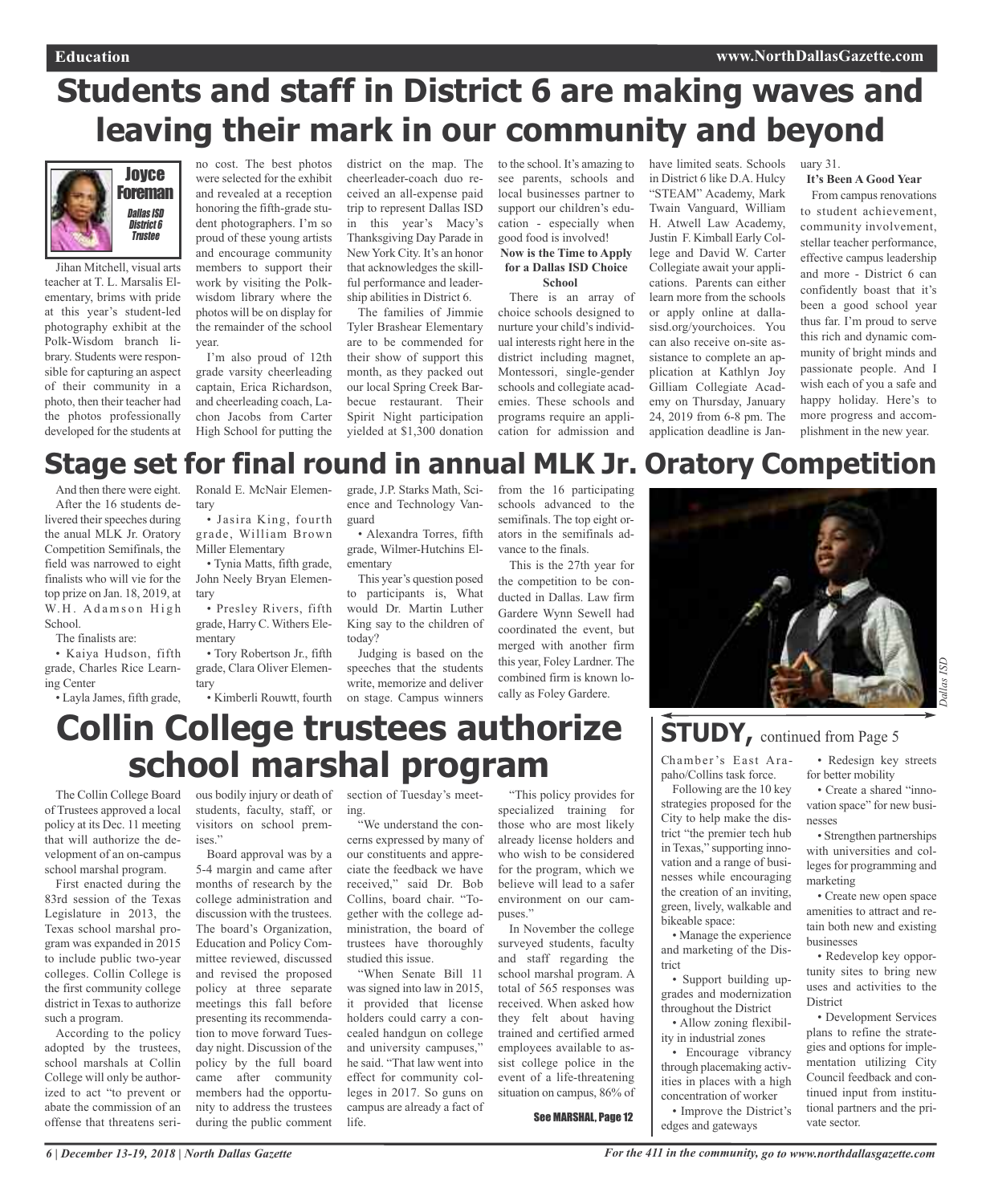# Students and staff in District 6 are making waves and leaving their mark in our community and beyond

**Joyce Foreman**
*Dallas ISD District 6 Trustee*

Jihan Mitchell, visual arts teacher at T. L. Marsalis Elementary, brims with pride at this year's student-led photography exhibit at the Polk-Wisdom branch library. Students were responsible for capturing an aspect of their community in a photo, then their teacher had the photos professionally developed for the students at no cost. The best photos were selected for the exhibit and revealed at a reception honoring the fifth-grade student photographers. I'm so proud of these young artists and encourage community members to support their work by visiting the Polk-wisdom library where the photos will be on display for the remainder of the school year.

I'm also proud of 12th grade varsity cheerleading captain, Erica Richardson, and cheerleading coach, Lachon Jacobs from Carter High School for putting the district on the map. The cheerleader-coach duo received an all-expense paid trip to represent Dallas ISD in this year's Macy's Thanksgiving Day Parade in New York City. It's an honor that acknowledges the skillful performance and leadership abilities in District 6.

The families of Jimmie Tyler Brashear Elementary are to be commended for their show of support this month, as they packed out our local Spring Creek Barbecue restaurant. Their Spirit Night participation yielded at $1,300 donation to the school. It's amazing to see parents, schools and local businesses partner to support our children's education - especially when good food is involved!

**Now is the Time to Apply for a Dallas ISD Choice School**

There is an array of choice schools designed to nurture your child's individual interests right here in the district including magnet, Montessori, single-gender schools and collegiate academies. These schools and programs require an application for admission and have limited seats. Schools in District 6 like D.A. Hulcy "STEAM" Academy, Mark Twain Vanguard, William H. Atwell Law Academy, Justin F. Kimball Early College and David W. Carter Collegiate await your applications. Parents can either learn more from the schools or apply online at dallasisd.org/yourchoices. You can also receive on-site assistance to complete an application at Kathlyn Joy Gilliam Collegiate Academy on Thursday, January 24, 2019 from 6-8 pm. The application deadline is January 31.

**It's Been A Good Year**

From campus renovations to student achievement, community involvement, stellar teacher performance, effective campus leadership and more - District 6 can confidently boast that it's been a good school year thus far. I'm proud to serve this rich and dynamic community of bright minds and passionate people. And I wish each of you a safe and happy holiday. Here's to more progress and accomplishment in the new year.

# Stage set for final round in annual MLK Jr. Oratory Competition

And then there were eight.

After the 16 students delivered their speeches during the anual MLK Jr. Oratory Competition Semifinals, the field was narrowed to eight finalists who will vie for the top prize on Jan. 18, 2019, at W.H. Adamson High School.

The finalists are:

- Kaiya Hudson, fifth grade, Charles Rice Learning Center
- Layla James, fifth grade, Ronald E. McNair Elementary
- Jasira King, fourth grade, William Brown Miller Elementary
- Tynia Matts, fifth grade, John Neely Bryan Elementary
- Presley Rivers, fifth grade, Harry C. Withers Elementary
- Tory Robertson Jr., fifth grade, Clara Oliver Elementary
- Kimberli Rouwtt, fourth grade, J.P. Starks Math, Science and Technology Vanguard
- Alexandra Torres, fifth grade, Wilmer-Hutchins Elementary

This year's question posed to participants is, What would Dr. Martin Luther King say to the children of today?

Judging is based on the speeches that the students write, memorize and deliver on stage. Campus winners from the 16 participating schools advanced to the semifinals. The top eight orators in the semifinals advance to the finals.

This is the 27th year for the competition to be conducted in Dallas. Law firm Gardere Wynn Sewell had coordinated the event, but merged with another firm this year, Foley Lardner. The combined firm is known locally as Foley Gardere.

*Dallas ISD*

# Collin College trustees authorize school marshal program

The Collin College Board of Trustees approved a local policy at its Dec. 11 meeting that will authorize the development of an on-campus school marshal program.

First enacted during the 83rd session of the Texas Legislature in 2013, the Texas school marshal program was expanded in 2015 to include public two-year colleges. Collin College is the first community college district in Texas to authorize such a program.

According to the policy adopted by the trustees, school marshals at Collin College will only be authorized to act "to prevent or abate the commission of an offense that threatens serious bodily injury or death of students, faculty, staff, or visitors on school premises."

Board approval was by a 5-4 margin and came after months of research by the college administration and discussion with the trustees. The board's Organization, Education and Policy Committee reviewed, discussed and revised the proposed policy at three separate meetings this fall before presenting its recommendation to move forward Tuesday night. Discussion of the policy by the full board came after community members had the opportunity to address the trustees during the public comment section of Tuesday's meeting.

"We understand the concerns expressed by many of our constituents and appreciate the feedback we have received," said Dr. Bob Collins, board chair. "Together with the college administration, the board of trustees have thoroughly studied this issue.

"When Senate Bill 11 was signed into law in 2015, it provided that license holders could carry a concealed handgun on college and university campuses," he said. "That law went into effect for community colleges in 2017. So guns on campus are already a fact of life.

"This policy provides for specialized training for those who are most likely already license holders and who wish to be considered for the program, which we believe will lead to a safer environment on our campuses."

In November the college surveyed students, faculty and staff regarding the school marshal program. A total of 565 responses was received. When asked how they felt about having trained and certified armed employees available to assist college police in the event of a life-threatening situation on campus, 86% of

See MARSHAL, Page 12

## STUDY, continued from Page 5

Chamber's East Arapaho/Collins task force.

Following are the 10 key strategies proposed for the City to help make the district "the premier tech hub in Texas," supporting innovation and a range of businesses while encouraging the creation of an inviting, green, lively, walkable and bikeable space:

- Manage the experience and marketing of the District
- Support building upgrades and modernization throughout the District
- Allow zoning flexibility in industrial zones
- Encourage vibrancy through placemaking activities in places with a high concentration of worker
- Improve the District's edges and gateways
- Redesign key streets for better mobility
- Create a shared "innovation space" for new businesses
- Strengthen partnerships with universities and colleges for programming and marketing
- Create new open space amenities to attract and retain both new and existing businesses
- Redevelop key opportunity sites to bring new uses and activities to the District
- Development Services plans to refine the strategies and options for implementation utilizing City Council feedback and continued input from institutional partners and the private sector.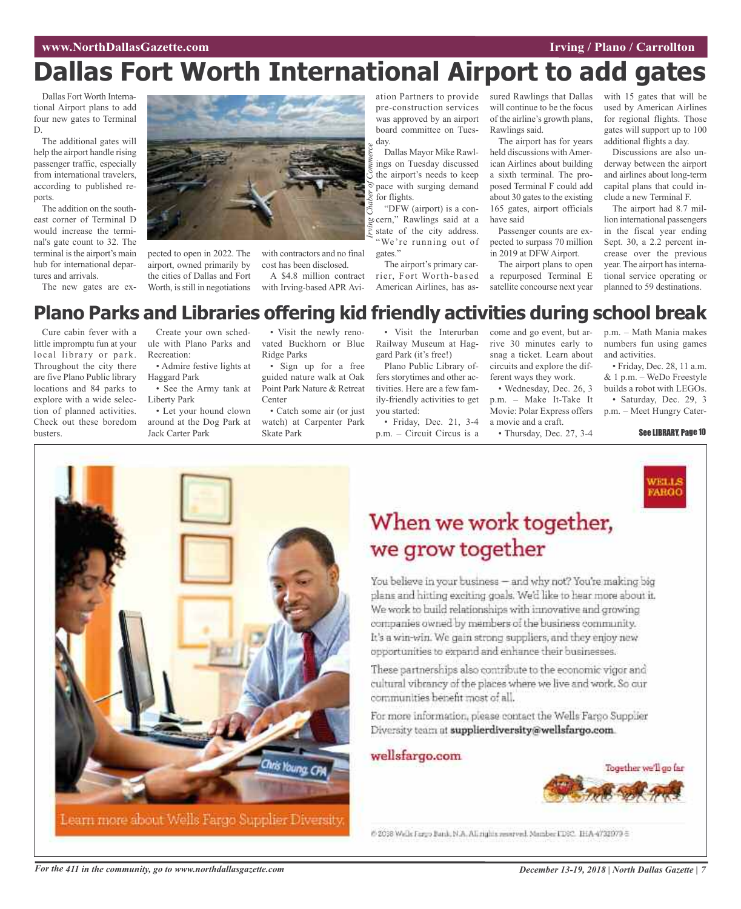# Dallas Fort Worth International Airport to add gates

Dallas Fort Worth International Airport plans to add four new gates to Terminal D.

The additional gates will help the airport handle rising passenger traffic, especially from international travelers, according to published reports.

The addition on the southeast corner of Terminal D would increase the terminal's gate count to 32. The terminal is the airport's main hub for international departures and arrivals.

The new gates are expected to open in 2022. The airport, owned primarily by the cities of Dallas and Fort Worth, is still in negotiations with contractors and no final cost has been disclosed.

A $4.8 million contract with Irving-based APR Aviation Partners to provide pre-construction services was approved by an airport board committee on Tuesday.

*Irving Chaber of Commerce*

Dallas Mayor Mike Rawlings on Tuesday discussed the airport's needs to keep pace with surging demand for flights.

"DFW (airport) is a concern," Rawlings said at a state of the city address. "We're running out of gates."

The airport's primary carrier, Fort Worth-based American Airlines, has assured Rawlings that Dallas will continue to be the focus of the airline's growth plans, Rawlings said.

The airport has for years held discussions with American Airlines about building a sixth terminal. The proposed Terminal F could add about 30 gates to the existing 165 gates, airport officials have said

Passenger counts are expected to surpass 70 million in 2019 at DFW Airport.

The airport plans to open a repurposed Terminal E satellite concourse next year with 15 gates that will be used by American Airlines for regional flights. Those gates will support up to 100 additional flights a day.

Discussions are also underway between the airport and airlines about long-term capital plans that could include a new Terminal F.

The airport had 8.7 million international passengers in the fiscal year ending Sept. 30, a 2.2 percent increase over the previous year. The airport has international service operating or planned to 59 destinations.

# Plano Parks and Libraries offering kid friendly activities during school break

Cure cabin fever with a little impromptu fun at your local library or park. Throughout the city there are five Plano Public library locations and 84 parks to explore with a wide selection of planned activities. Check out these boredom busters.

Create your own schedule with Plano Parks and Recreation:

- Admire festive lights at Haggard Park
- See the Army tank at Liberty Park
- Let your hound clown around at the Dog Park at Jack Carter Park
- Visit the newly renovated Buckhorn or Blue Ridge Parks
- Sign up for a free guided nature walk at Oak Point Park Nature & Retreat Center
- Catch some air (or just watch) at Carpenter Park Skate Park
- Visit the Interurban Railway Museum at Haggard Park (it's free!)

Plano Public Library offers storytimes and other activities. Here are a few family-friendly activities to get you started:

- Friday, Dec. 21, 3-4 p.m. – Circuit Circus is a come and go event, but arrive 30 minutes early to snag a ticket. Learn about circuits and explore the different ways they work.
- Wednesday, Dec. 26, 3 p.m. – Make It-Take It Movie: Polar Express offers a movie and a craft.
- Thursday, Dec. 27, 3-4 p.m. – Math Mania makes numbers fun using games and activities.
- Friday, Dec. 28, 11 a.m. & 1 p.m. – WeDo Freestyle builds a robot with LEGOs.
- Saturday, Dec. 29, 3 p.m. – Meet Hungry Cater-

**See LIBRARY, Page 10**

---

WELLS FARGO

## When we work together, we grow together

You believe in your business — and why not? You're making big plans and hitting exciting goals. We'd like to hear more about it. We work to build relationships with innovative and growing companies owned by members of the business community. It's a win-win. We gain strong suppliers, and they enjoy new opportunities to expand and enhance their businesses.

These partnerships also contribute to the economic vigor and cultural vibrancy of the places where we live and work. So our communities benefit most of all.

For more information, please contact the Wells Fargo Supplier Diversity team at **supplierdiversity@wellsfargo.com**.

wellsfargo.com

Together we'll go far

Learn more about Wells Fargo Supplier Diversity.

© 2018 Wells Fargo Bank, N.A. All rights reserved. Member FDIC. IHA-4732079-5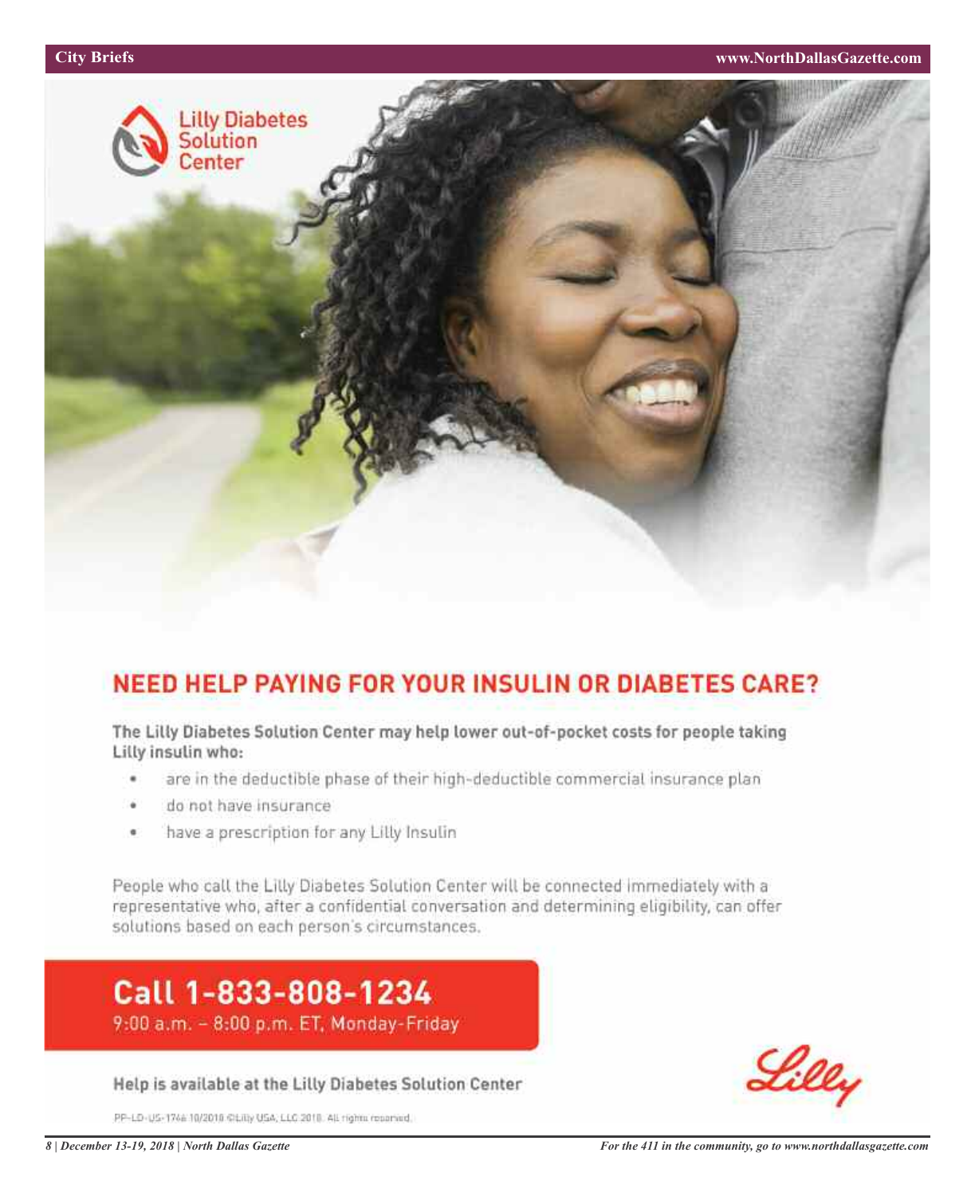Lilly Diabetes Solution Center

# NEED HELP PAYING FOR YOUR INSULIN OR DIABETES CARE?

**The Lilly Diabetes Solution Center may help lower out-of-pocket costs for people taking Lilly insulin who:**

- are in the deductible phase of their high-deductible commercial insurance plan
- do not have insurance
- have a prescription for any Lilly Insulin

People who call the Lilly Diabetes Solution Center will be connected immediately with a representative who, after a confidential conversation and determining eligibility, can offer solutions based on each person's circumstances.

## Call 1-833-808-1234

9:00 a.m. – 8:00 p.m. ET, Monday-Friday

**Help is available at the Lilly Diabetes Solution Center**

Lilly

PP-LD-US-1746 10/2018 ©Lilly USA, LLC 2018. All rights reserved.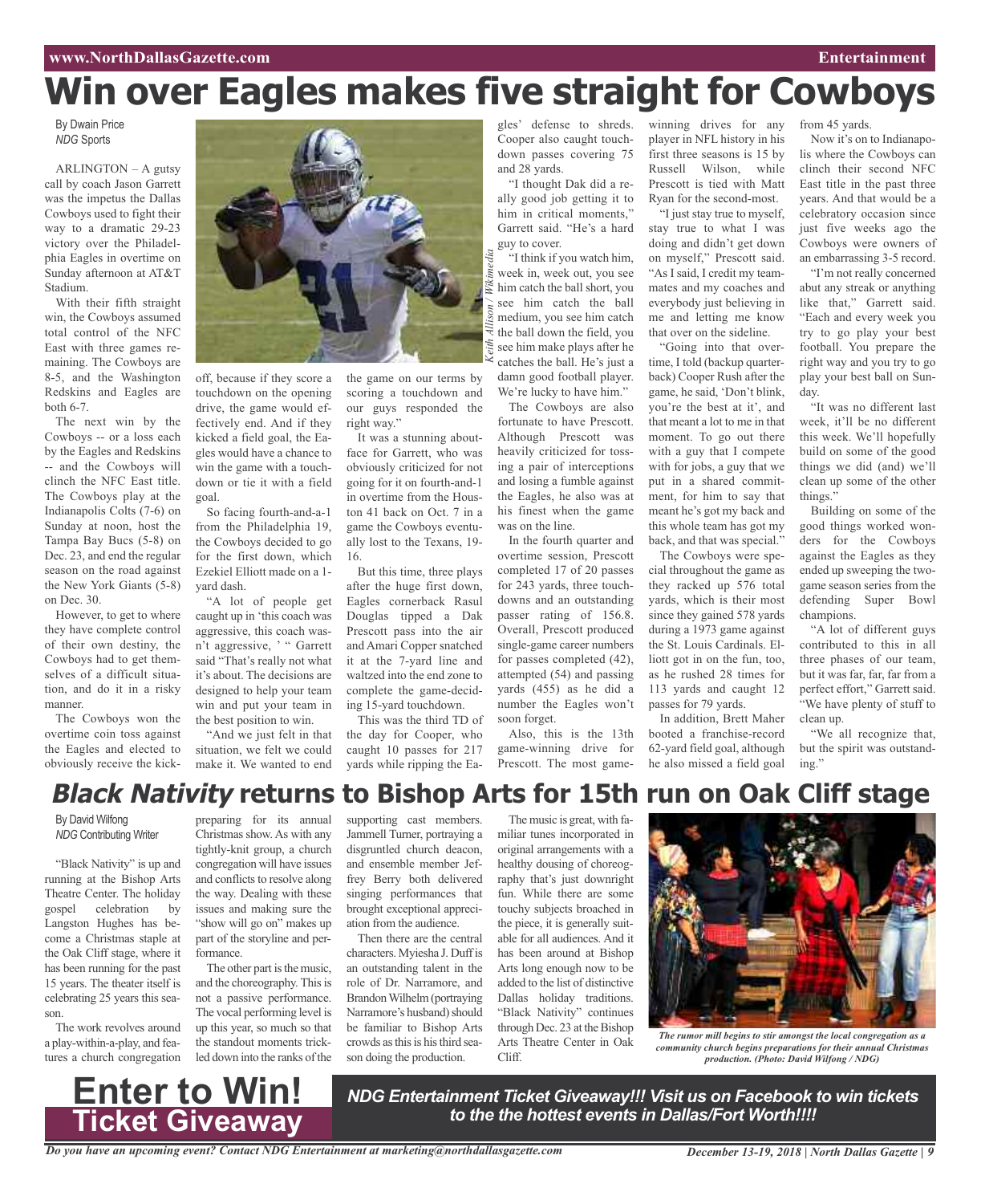# Win over Eagles makes five straight for Cowboys

By Dwain Price
*NDG* Sports

ARLINGTON – A gutsy call by coach Jason Garrett was the impetus the Dallas Cowboys used to fight their way to a dramatic 29-23 victory over the Philadelphia Eagles in overtime on Sunday afternoon at AT&T Stadium.

With their fifth straight win, the Cowboys assumed total control of the NFC East with three games remaining. The Cowboys are 8-5, and the Washington Redskins and Eagles are both 6-7.

The next win by the Cowboys -- or a loss each by the Eagles and Redskins -- and the Cowboys will clinch the NFC East title. The Cowboys play at the Indianapolis Colts (7-6) on Sunday at noon, host the Tampa Bay Bucs (5-8) on Dec. 23, and end the regular season on the road against the New York Giants (5-8) on Dec. 30.

However, to get to where they have complete control of their own destiny, the Cowboys had to get themselves of a difficult situation, and do it in a risky manner.

The Cowboys won the overtime coin toss against the Eagles and elected to obviously receive the kickoff, because if they score a touchdown on the opening drive, the game would effectively end. And if they kicked a field goal, the Eagles would have a chance to win the game with a touchdown or tie it with a field goal.

So facing fourth-and-a-1 from the Philadelphia 19, the Cowboys decided to go for the first down, which Ezekiel Elliott made on a 1-yard dash.

"A lot of people get caught up in 'this coach was aggressive, this coach wasn't aggressive, ' " Garrett said "That's really not what it's about. The decisions are designed to help your team win and put your team in the best position to win.

"And we just felt in that situation, we felt we could make it. We wanted to end the game on our terms by scoring a touchdown and our guys responded the right way."

It was a stunning about-face for Garrett, who was obviously criticized for not going for it on fourth-and-1 in overtime from the Houston 41 back on Oct. 7 in a game the Cowboys eventually lost to the Texans, 19-16.

But this time, three plays after the huge first down, Eagles cornerback Rasul Douglas tipped a Dak Prescott pass into the air and Amari Copper snatched it at the 7-yard line and waltzed into the end zone to complete the game-deciding 15-yard touchdown.

This was the third TD of the day for Cooper, who caught 10 passes for 217 yards while ripping the Eagles' defense to shreds. Cooper also caught touchdown passes covering 75 and 28 yards.

"I thought Dak did a really good job getting it to him in critical moments," Garrett said. "He's a hard guy to cover.

"I think if you watch him, week in, week out, you see him catch the ball short, you see him catch the ball medium, you see him catch the ball down the field, you see him make plays after he catches the ball. He's just a damn good football player. We're lucky to have him."

The Cowboys are also fortunate to have Prescott. Although Prescott was heavily criticized for tossing a pair of interceptions and losing a fumble against the Eagles, he also was at his finest when the game was on the line.

In the fourth quarter and overtime session, Prescott completed 17 of 20 passes for 243 yards, three touchdowns and an outstanding passer rating of 156.8. Overall, Prescott produced single-game career numbers for passes completed (42), attempted (54) and passing yards (455) as he did a number the Eagles won't soon forget.

Also, this is the 13th game-winning drive for Prescott. The most game-winning drives for any player in NFL history in his first three seasons is 15 by Russell Wilson, while Prescott is tied with Matt Ryan for the second-most.

"I just stay true to myself, stay true to what I was doing and didn't get down on myself," Prescott said. "As I said, I credit my teammates and my coaches and everybody just believing in me and letting me know that over on the sideline.

"Going into that overtime, I told (backup quarterback) Cooper Rush after the game, he said, 'Don't blink, you're the best at it', and that meant a lot to me in that moment. To go out there with a guy that I compete with for jobs, a guy that we put in a shared commitment, for him to say that meant he's got my back and this whole team has got my back, and that was special."

The Cowboys were special throughout the game as they racked up 576 total yards, which is their most since they gained 578 yards during a 1973 game against the St. Louis Cardinals. Elliott got in on the fun, too, as he rushed 28 times for 113 yards and caught 12 passes for 79 yards.

In addition, Brett Maher booted a franchise-record 62-yard field goal, although he also missed a field goal from 45 yards.

Now it's on to Indianapolis where the Cowboys can clinch their second NFC East title in the past three years. And that would be a celebratory occasion since just five weeks ago the Cowboys were owners of an embarrassing 3-5 record.

"I'm not really concerned abut any streak or anything like that," Garrett said. "Each and every week you try to go play your best football. You prepare the right way and you try to go play your best ball on Sunday.

"It was no different last week, it'll be no different this week. We'll hopefully build on some of the good things we did (and) we'll clean up some of the other things."

Building on some of the good things worked wonders for the Cowboys against the Eagles as they ended up sweeping the two-game season series from the defending Super Bowl champions.

"A lot of different guys contributed to this in all three phases of our team, but it was far, far, far from a perfect effort," Garrett said. "We have plenty of stuff to clean up.

"We all recognize that, but the spirit was outstanding."

# *Black Nativity* returns to Bishop Arts for 15th run on Oak Cliff stage

By David Wilfong
*NDG* Contributing Writer

"Black Nativity" is up and running at the Bishop Arts Theatre Center. The holiday gospel celebration by Langston Hughes has become a Christmas staple at the Oak Cliff stage, where it has been running for the past 15 years. The theater itself is celebrating 25 years this season.

The work revolves around a play-within-a-play, and features a church congregation preparing for its annual Christmas show. As with any tightly-knit group, a church congregation will have issues and conflicts to resolve along the way. Dealing with these issues and making sure the "show will go on" makes up part of the storyline and performance.

The other part is the music, and the choreography. This is not a passive performance. The vocal performing level is up this year, so much so that the standout moments trickled down into the ranks of the supporting cast members. Jammell Turner, portraying a disgruntled church deacon, and ensemble member Jeffrey Berry both delivered singing performances that brought exceptional appreciation from the audience.

Then there are the central characters. Myiesha J. Duff is an outstanding talent in the role of Dr. Narramore, and Brandon Wilhelm (portraying Narramore's husband) should be familiar to Bishop Arts crowds as this is his third season doing the production.

The music is great, with familiar tunes incorporated in original arrangements with a healthy dousing of choreography that's just downright fun. While there are some touchy subjects broached in the piece, it is generally suitable for all audiences. And it has been around at Bishop Arts long enough now to be added to the list of distinctive Dallas holiday traditions. "Black Nativity" continues through Dec. 23 at the Bishop Arts Theatre Center in Oak Cliff.

*The rumor mill begins to stir amongst the local congregation as a community church begins preparations for their annual Christmas production. (Photo: David Wilfong / NDG)*

**Enter to Win! Ticket Giveaway**

***NDG Entertainment Ticket Giveaway!!! Visit us on Facebook to win tickets to the the hottest events in Dallas/Fort Worth!!!!***

*Do you have an upcoming event? Contact NDG Entertainment at marketing@northdallasgazette.com*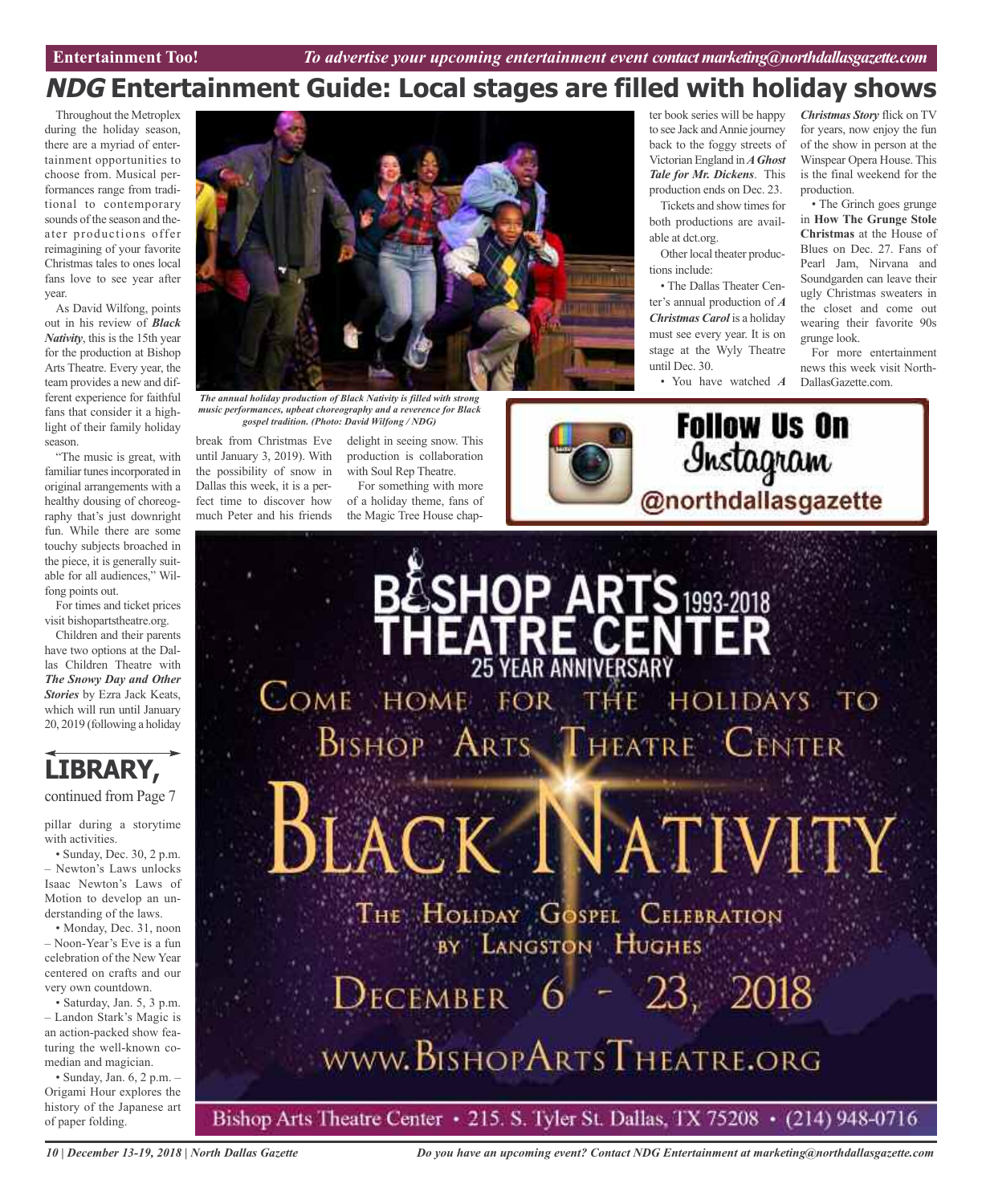# *NDG* Entertainment Guide: Local stages are filled with holiday shows

Throughout the Metroplex during the holiday season, there are a myriad of entertainment opportunities to choose from. Musical performances range from traditional to contemporary sounds of the season and theater productions offer reimagining of your favorite Christmas tales to ones local fans love to see year after year.

As David Wilfong, points out in his review of ***Black Nativity***, this is the 15th year for the production at Bishop Arts Theatre. Every year, the team provides a new and different experience for faithful fans that consider it a highlight of their family holiday season.

"The music is great, with familiar tunes incorporated in original arrangements with a healthy dousing of choreography that's just downright fun. While there are some touchy subjects broached in the piece, it is generally suitable for all audiences," Wilfong points out.

For times and ticket prices visit bishopartstheatre.org.

Children and their parents have two options at the Dallas Children Theatre with ***The Snowy Day and Other Stories*** by Ezra Jack Keats, which will run until January 20, 2019 (following a holiday break from Christmas Eve until January 3, 2019). With the possibility of snow in Dallas this week, it is a perfect time to discover how much Peter and his friends delight in seeing snow. This production is collaboration with Soul Rep Theatre.

*The annual holiday production of Black Nativity is filled with strong music performances, upbeat choreography and a reverence for Black gospel tradition. (Photo: David Wilfong / NDG)*

For something with more of a holiday theme, fans of the Magic Tree House chapter book series will be happy to see Jack and Annie journey back to the foggy streets of Victorian England in ***A Ghost Tale for Mr. Dickens***. This production ends on Dec. 23.

Tickets and show times for both productions are available at dct.org.

Other local theater productions include:

• The Dallas Theater Center's annual production of ***A Christmas Carol*** is a holiday must see every year. It is on stage at the Wyly Theatre until Dec. 30.

• You have watched ***A Christmas Story*** flick on TV for years, now enjoy the fun of the show in person at the Winspear Opera House. This is the final weekend for the production.

• The Grinch goes grunge in **How The Grunge Stole Christmas** at the House of Blues on Dec. 27. Fans of Pearl Jam, Nirvana and Soundgarden can leave their ugly Christmas sweaters in the closet and come out wearing their favorite 90s grunge look.

For more entertainment news this week visit NorthDallasGazette.com.

## LIBRARY,

continued from Page 7

pillar during a storytime with activities.

• Sunday, Dec. 30, 2 p.m. – Newton's Laws unlocks Isaac Newton's Laws of Motion to develop an understanding of the laws.

• Monday, Dec. 31, noon – Noon-Year's Eve is a fun celebration of the New Year centered on crafts and our very own countdown.

• Saturday, Jan. 5, 3 p.m. – Landon Stark's Magic is an action-packed show featuring the well-known comedian and magician.

• Sunday, Jan. 6, 2 p.m. – Origami Hour explores the history of the Japanese art of paper folding.

Follow Us On Instagram @northdallasgazette

BISHOP ARTS THEATRE CENTER 1993-2018
25 YEAR ANNIVERSARY

Come home for the holidays to Bishop Arts Theatre Center

BLACK NATIVITY
The Holiday Gospel Celebration by Langston Hughes
December 6 - 23, 2018
www.BishopArtsTheatre.org

Bishop Arts Theatre Center • 215. S. Tyler St. Dallas, TX 75208 • (214) 948-0716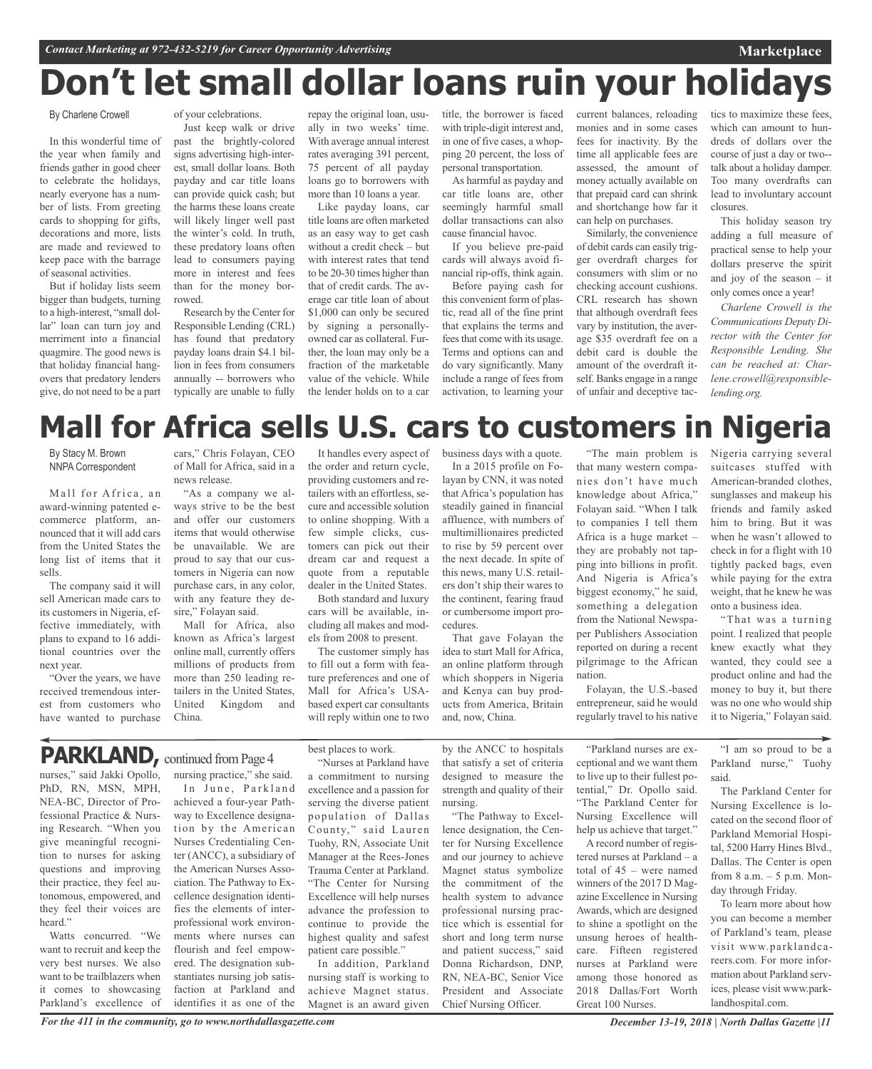# Don't let small dollar loans ruin your holidays

By Charlene Crowell

In this wonderful time of the year when family and friends gather in good cheer to celebrate the holidays, nearly everyone has a number of lists. From greeting cards to shopping for gifts, decorations and more, lists are made and reviewed to keep pace with the barrage of seasonal activities.

But if holiday lists seem bigger than budgets, turning to a high-interest, "small dollar" loan can turn joy and merriment into a financial quagmire. The good news is that holiday financial hangovers that predatory lenders give, do not need to be a part of your celebrations.

Just keep walk or drive past the brightly-colored signs advertising high-interest, small dollar loans. Both payday and car title loans can provide quick cash; but the harms these loans create will likely linger well past the winter's cold. In truth, these predatory loans often lead to consumers paying more in interest and fees than for the money borrowed.

Research by the Center for Responsible Lending (CRL) has found that predatory payday loans drain $4.1 billion in fees from consumers annually -- borrowers who typically are unable to fully repay the original loan, usually in two weeks' time. With average annual interest rates averaging 391 percent, 75 percent of all payday loans go to borrowers with more than 10 loans a year.

Like payday loans, car title loans are often marketed as an easy way to get cash without a credit check – but with interest rates that tend to be 20-30 times higher than that of credit cards. The average car title loan of about $1,000 can only be secured by signing a personally-owned car as collateral. Further, the loan may only be a fraction of the marketable value of the vehicle. While the lender holds on to a car title, the borrower is faced with triple-digit interest and, in one of five cases, a whopping 20 percent, the loss of personal transportation.

As harmful as payday and car title loans are, other seemingly harmful small dollar transactions can also cause financial havoc.

If you believe pre-paid cards will always avoid financial rip-offs, think again.

Before paying cash for this convenient form of plastic, read all of the fine print that explains the terms and fees that come with its usage. Terms and options can and do vary significantly. Many include a range of fees from activation, to learning your current balances, reloading monies and in some cases fees for inactivity. By the time all applicable fees are assessed, the amount of money actually available on that prepaid card can shrink and shortchange how far it can help on purchases.

Similarly, the convenience of debit cards can easily trigger overdraft charges for consumers with slim or no checking account cushions. CRL research has shown that although overdraft fees vary by institution, the average $35 overdraft fee on a debit card is double the amount of the overdraft itself. Banks engage in a range of unfair and deceptive tactics to maximize these fees, which can amount to hundreds of dollars over the course of just a day or two--talk about a holiday damper. Too many overdrafts can lead to involuntary account closures.

This holiday season try adding a full measure of practical sense to help your dollars preserve the spirit and joy of the season – it only comes once a year!

*Charlene Crowell is the Communications Deputy Director with the Center for Responsible Lending. She can be reached at: Charlene.crowell@responsiblelending.org.*

# Mall for Africa sells U.S. cars to customers in Nigeria

By Stacy M. Brown
NNPA Correspondent

Mall for Africa, an award-winning patented e-commerce platform, announced that it will add cars from the United States the long list of items that it sells.

The company said it will sell American made cars to its customers in Nigeria, effective immediately, with plans to expand to 16 additional countries over the next year.

"Over the years, we have received tremendous interest from customers who have wanted to purchase cars," Chris Folayan, CEO of Mall for Africa, said in a news release.

"As a company we always strive to be the best and offer our customers items that would otherwise be unavailable. We are proud to say that our customers in Nigeria can now purchase cars, in any color, with any feature they desire," Folayan said.

Mall for Africa, also known as Africa's largest online mall, currently offers millions of products from more than 250 leading retailers in the United States, United Kingdom and China.

It handles every aspect of the order and return cycle, providing customers and retailers with an effortless, secure and accessible solution to online shopping. With a few simple clicks, customers can pick out their dream car and request a quote from a reputable dealer in the United States.

Both standard and luxury cars will be available, including all makes and models from 2008 to present.

The customer simply has to fill out a form with feature preferences and one of Mall for Africa's USA-based expert car consultants will reply within one to two business days with a quote.

In a 2015 profile on Folayan by CNN, it was noted that Africa's population has steadily gained in financial affluence, with numbers of multimillionaires predicted to rise by 59 percent over the next decade. In spite of this news, many U.S. retailers don't ship their wares to the continent, fearing fraud or cumbersome import procedures.

That gave Folayan the idea to start Mall for Africa, an online platform through which shoppers in Nigeria and Kenya can buy products from America, Britain and, now, China.

"The main problem is that many western companies don't have much knowledge about Africa," Folayan said. "When I talk to companies I tell them Africa is a huge market – they are probably not tapping into billions in profit. And Nigeria is Africa's biggest economy," he said, something a delegation from the National Newspaper Publishers Association reported on during a recent pilgrimage to the African nation.

Folayan, the U.S.-based entrepreneur, said he would regularly travel to his native Nigeria carrying several suitcases stuffed with American-branded clothes, sunglasses and makeup his friends and family asked him to bring. But it was when he wasn't allowed to check in for a flight with 10 tightly packed bags, even while paying for the extra weight, that he knew he was onto a business idea.

"That was a turning point. I realized that people knew exactly what they wanted, they could see a product online and had the money to buy it, but there was no one who would ship it to Nigeria," Folayan said.

## PARKLAND, continued from Page 4

nurses," said Jakki Opollo, PhD, RN, MSN, MPH, NEA-BC, Director of Professional Practice & Nursing Research. "When you give meaningful recognition to nurses for asking questions and improving their practice, they feel autonomous, empowered, and they feel their voices are heard."

Watts concurred. "We want to recruit and keep the very best nurses. We also want to be trailblazers when it comes to showcasing Parkland's excellence of nursing practice," she said.

In June, Parkland achieved a four-year Pathway to Excellence designation by the American Nurses Credentialing Center (ANCC), a subsidiary of the American Nurses Association. The Pathway to Excellence designation identifies the elements of interprofessional work environments where nurses can flourish and feel empowered. The designation substantiates nursing job satisfaction at Parkland and identifies it as one of the best places to work.

"Nurses at Parkland have a commitment to nursing excellence and a passion for serving the diverse patient population of Dallas County," said Lauren Tuohy, RN, Associate Unit Manager at the Rees-Jones Trauma Center at Parkland. "The Center for Nursing Excellence will help nurses advance the profession to continue to provide the highest quality and safest patient care possible."

In addition, Parkland nursing staff is working to achieve Magnet status. Magnet is an award given by the ANCC to hospitals that satisfy a set of criteria designed to measure the strength and quality of their nursing.

"The Pathway to Excellence designation, the Center for Nursing Excellence and our journey to achieve Magnet status symbolize the commitment of the health system to advance professional nursing practice which is essential for short and long term nurse and patient success," said Donna Richardson, DNP, RN, NEA-BC, Senior Vice President and Associate Chief Nursing Officer.

"Parkland nurses are exceptional and we want them to live up to their fullest potential," Dr. Opollo said. "The Parkland Center for Nursing Excellence will help us achieve that target."

A record number of registered nurses at Parkland – a total of 45 – were named winners of the 2017 D Magazine Excellence in Nursing Awards, which are designed to shine a spotlight on the unsung heroes of healthcare. Fifteen registered nurses at Parkland were among those honored as 2018 Dallas/Fort Worth Great 100 Nurses.

"I am so proud to be a Parkland nurse," Tuohy said.

The Parkland Center for Nursing Excellence is located on the second floor of Parkland Memorial Hospital, 5200 Harry Hines Blvd., Dallas. The Center is open from 8 a.m. – 5 p.m. Monday through Friday.

To learn more about how you can become a member of Parkland's team, please visit www.parklandcareers.com. For more information about Parkland services, please visit www.parklandhospital.com.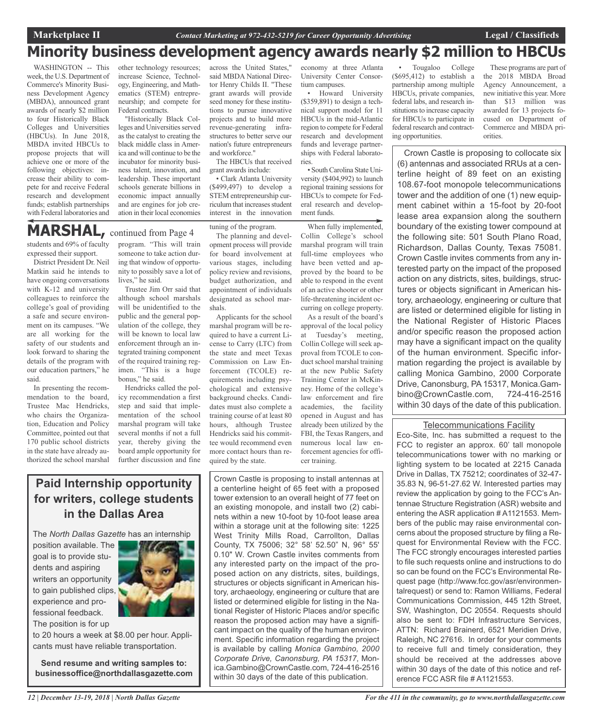# Minority business development agency awards nearly $2 million to HBCUs

WASHINGTON -- This week, the U.S. Department of Commerce's Minority Business Development Agency (MBDA), announced grant awards of nearly $2 million to four Historically Black Colleges and Universities (HBCUs). In June 2018, MBDA invited HBCUs to propose projects that will achieve one or more of the following objectives: increase their ability to compete for and receive Federal research and development funds; establish partnerships with Federal laboratories and other technology resources; increase Science, Technology, Engineering, and Mathematics (STEM) entrepreneurship; and compete for Federal contracts.

"Historically Black Colleges and Universities served as the catalyst to creating the black middle class in America and will continue to be the incubator for minority business talent, innovation, and leadership. These important schools generate billions in economic impact annually and are engines for job creation in their local economies across the United States," said MBDA National Director Henry Childs II. "These grant awards will provide seed money for these institutions to pursue innovative projects and to build more revenue-generating infrastructures to better serve our nation's future entrepreneurs and workforce."

The HBCUs that received grant awards include:

- Clark Atlanta University ($499,497) to develop a STEM entrepreneurship curriculum that increases student interest in the innovation economy at three Atlanta University Center Consortium campuses.
- Howard University ($359,891) to design a technical support model for 11 HBCUs in the mid-Atlantic region to compete for Federal research and development funds and leverage partnerships with Federal laboratories.
- South Carolina State University ($404,992) to launch regional training sessions for HBCUs to compete for Federal research and development funds.
- Tougaloo College ($695,412) to establish a partnership among multiple HBCUs, private companies, federal labs, and research institutions to increase capacity for HBCUs to participate in federal research and contracting opportunities.

These programs are part of the 2018 MBDA Broad Agency Announcement, a new initiative this year. More than $13 million was awarded for 13 projects focused on Department of Commerce and MBDA priorities.

## MARSHAL, continued from Page 4

students and 69% of faculty expressed their support.

District President Dr. Neil Matkin said he intends to have ongoing conversations with K-12 and university colleagues to reinforce the college's goal of providing a safe and secure environment on its campuses. "We are all working for the safety of our students and look forward to sharing the details of the program with our education partners," he said.

In presenting the recommendation to the board, Trustee Mac Hendricks, who chairs the Organization, Education and Policy Committee, pointed out that 170 public school districts in the state have already authorized the school marshal program. "This will train someone to take action during that window of opportunity to possibly save a lot of lives," he said.

Trustee Jim Orr said that although school marshals will be unidentified to the public and the general population of the college, they will be known to local law enforcement through an integrated training component of the required training regimen. "This is a huge bonus," he said.

Hendricks called the policy recommendation a first step and said that implementation of the school marshal program will take several months if not a full year, thereby giving the board ample opportunity for further discussion and fine tuning of the program.

The planning and development process will provide for board involvement at various stages, including policy review and revisions, budget authorization, and appointment of individuals designated as school marshals.

Applicants for the school marshal program will be required to have a current License to Carry (LTC) from the state and meet Texas Commission on Law Enforcement (TCOLE) requirements including psychological and extensive background checks. Candidates must also complete a training course of at least 80 hours, although Trustee Hendricks said his committee would recommend even more contact hours than required by the state.

When fully implemented, Collin College's school marshal program will train full-time employees who have been vetted and approved by the board to be able to respond in the event of an active shooter or other life-threatening incident occurring on college property.

As a result of the board's approval of the local policy at Tuesday's meeting, Collin College will seek approval from TCOLE to conduct school marshal training at the new Public Safety Training Center in McKinney. Home of the college's law enforcement and fire academies, the facility opened in August and has already been utilized by the FBI, the Texas Rangers, and numerous local law enforcement agencies for officer training.

---

Crown Castle is proposing to collocate six (6) antennas and associated RRUs at a centerline height of 89 feet on an existing 108.67-foot monopole telecommunications tower and the addition of one (1) new equipment cabinet within a 15-foot by 20-foot lease area expansion along the southern boundary of the existing tower compound at the following site: 501 South Plano Road, Richardson, Dallas County, Texas 75081. Crown Castle invites comments from any interested party on the impact of the proposed action on any districts, sites, buildings, structures or objects significant in American history, archaeology, engineering or culture that are listed or determined eligible for listing in the National Register of Historic Places and/or specific reason the proposed action may have a significant impact on the quality of the human environment. Specific information regarding the project is available by calling Monica Gambino, 2000 Corporate Drive, Canonsburg, PA 15317, Monica.Gambino@CrownCastle.com, 724-416-2516 within 30 days of the date of this publication.

---

## Paid Internship opportunity for writers, college students in the Dallas Area

The *North Dallas Gazette* has an internship position available. The goal is to provide students and aspiring writers an opportunity to gain published clips, experience and professional feedback. The position is for up to 20 hours a week at $8.00 per hour. Applicants must have reliable transportation.

**Send resume and writing samples to: businessoffice@northdallasgazette.com**

---

Crown Castle is proposing to install antennas at a centerline height of 65 feet with a proposed tower extension to an overall height of 77 feet on an existing monopole, and install two (2) cabinets within a new 10-foot by 10-foot lease area within a storage unit at the following site: 1225 West Trinity Mills Road, Carrollton, Dallas County, TX 75006; 32° 58' 52.50" N, 96° 55' 0.10" W. Crown Castle invites comments from any interested party on the impact of the proposed action on any districts, sites, buildings, structures or objects significant in American history, archaeology, engineering or culture that are listed or determined eligible for listing in the National Register of Historic Places and/or specific reason the proposed action may have a significant impact on the quality of the human environment. Specific information regarding the project is available by calling *Monica Gambino, 2000 Corporate Drive, Canonsburg, PA 15317*, Monica.Gambino@CrownCastle.com, 724-416-2516 within 30 days of the date of this publication.

---

### Telecommunications Facility

Eco-Site, Inc. has submitted a request to the FCC to register an approx. 60' tall monopole telecommunications tower with no marking or lighting system to be located at 2215 Canada Drive in Dallas, TX 75212; coordinates of 32-47-35.83 N, 96-51-27.62 W. Interested parties may review the application by going to the FCC's Antennae Structure Registration (ASR) website and entering the ASR application # A1121553. Members of the public may raise environmental concerns about the proposed structure by filing a Request for Environmental Review with the FCC. The FCC strongly encourages interested parties to file such requests online and instructions to do so can be found on the FCC's Environmental Request page (http://www.fcc.gov/asr/environmentalrequest) or send to: Ramon Williams, Federal Communications Commission, 445 12th Street, SW, Washington, DC 20554. Requests should also be sent to: FDH Infrastructure Services, ATTN: Richard Brainerd, 6521 Meridien Drive, Raleigh, NC 27616. In order for your comments to receive full and timely consideration, they should be received at the addresses above within 30 days of the date of this notice and reference FCC ASR file # A1121553.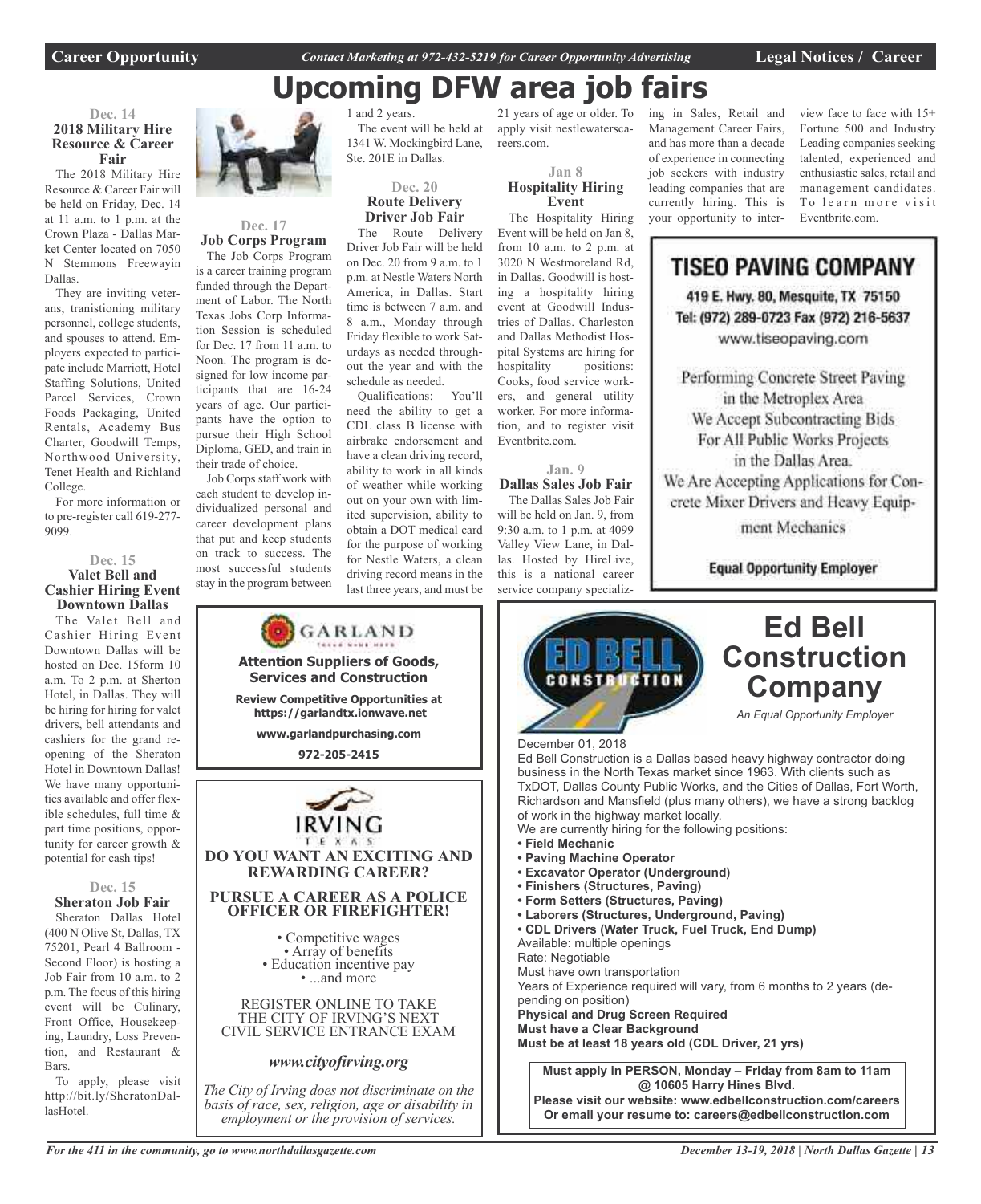# Upcoming DFW area job fairs

**Dec. 14**
### 2018 Military Hire Resource & Career Fair

The 2018 Military Hire Resource & Career Fair will be held on Friday, Dec. 14 at 11 a.m. to 1 p.m. at the Crown Plaza - Dallas Market Center located on 7050 N Stemmons Freewayin Dallas.

They are inviting veterans, transitioning military personnel, college students, and spouses to attend. Employers expected to participate include Marriott, Hotel Staffing Solutions, United Parcel Services, Crown Foods Packaging, United Rentals, Academy Bus Charter, Goodwill Temps, Northwood University, Tenet Health and Richland College.

For more information or to pre-register call 619-277-9099.

**Dec. 15**
### Valet Bell and Cashier Hiring Event Downtown Dallas

The Valet Bell and Cashier Hiring Event Downtown Dallas will be hosted on Dec. 15form 10 a.m. To 2 p.m. at Sherton Hotel, in Dallas. They will be hiring for hiring for valet drivers, bell attendants and cashiers for the grand reopening of the Sheraton Hotel in Downtown Dallas! We have many opportunities available and offer flexible schedules, full time & part time positions, opportunity for career growth & potential for cash tips!

**Dec. 15**
### Sheraton Job Fair

Sheraton Dallas Hotel (400 N Olive St, Dallas, TX 75201, Pearl 4 Ballroom - Second Floor) is hosting a Job Fair from 10 a.m. to 2 p.m. The focus of this hiring event will be Culinary, Front Office, Housekeeping, Laundry, Loss Prevention, and Restaurant & Bars.

To apply, please visit http://bit.ly/SheratonDallasHotel.

**Dec. 17**
### Job Corps Program

The Job Corps Program is a career training program funded through the Department of Labor. The North Texas Jobs Corp Information Session is scheduled for Dec. 17 from 11 a.m. to Noon. The program is designed for low income participants that are 16-24 years of age. Our participants have the option to pursue their High School Diploma, GED, and train in their trade of choice.

Job Corps staff work with each student to develop individualized personal and career development plans that put and keep students on track to success. The most successful students stay in the program between 1 and 2 years.

The event will be held at 1341 W. Mockingbird Lane, Ste. 201E in Dallas.

**Dec. 20**
### Route Delivery Driver Job Fair

The Route Delivery Driver Job Fair will be held on Dec. 20 from 9 a.m. to 1 p.m. at Nestle Waters North America, in Dallas. Start time is between 7 a.m. and 8 a.m., Monday through Friday flexible to work Saturdays as needed throughout the year and with the schedule as needed.

Qualifications: You'll need the ability to get a CDL class B license with airbrake endorsement and have a clean driving record, ability to work in all kinds of weather while working out on your own with limited supervision, ability to obtain a DOT medical card for the purpose of working for Nestle Waters, a clean driving record means in the last three years, and must be 21 years of age or older. To apply visit nestlewaterscareers.com.

**Jan 8**
### Hospitality Hiring Event

The Hospitality Hiring Event will be held on Jan 8, from 10 a.m. to 2 p.m. at 3020 N Westmoreland Rd, in Dallas. Goodwill is hosting a hospitality hiring event at Goodwill Industries of Dallas. Charleston and Dallas Methodist Hospital Systems are hiring for hospitality positions: Cooks, food service workers, and general utility worker. For more information, and to register visit Eventbrite.com.

**Jan. 9**
### Dallas Sales Job Fair

The Dallas Sales Job Fair will be held on Jan. 9, from 9:30 a.m. to 1 p.m. at 4099 Valley View Lane, in Dallas. Hosted by HireLive, this is a national career service company specializing in Sales, Retail and Management Career Fairs, and has more than a decade of experience in connecting job seekers with industry leading companies that are currently hiring. This is your opportunity to interview face to face with 15+ Fortune 500 and Industry Leading companies seeking talented, experienced and enthusiastic sales, retail and management candidates. To learn more visit Eventbrite.com.

---

## TISEO PAVING COMPANY

419 E. Hwy. 80, Mesquite, TX 75150
Tel: (972) 289-0723 Fax (972) 216-5637
www.tiseopaving.com

Performing Concrete Street Paving in the Metroplex Area
We Accept Subcontracting Bids For All Public Works Projects in the Dallas Area.
We Are Accepting Applications for Concrete Mixer Drivers and Heavy Equipment Mechanics

**Equal Opportunity Employer**

---

## GARLAND

**Attention Suppliers of Goods, Services and Construction**

**Review Competitive Opportunities at https://garlandtx.ionwave.net**

**www.garlandpurchasing.com**

**972-205-2415**

---

## IRVING TEXAS

**DO YOU WANT AN EXCITING AND REWARDING CAREER?**

**PURSUE A CAREER AS A POLICE OFFICER OR FIREFIGHTER!**

- Competitive wages
- Array of benefits
- Education incentive pay
- ...and more

REGISTER ONLINE TO TAKE THE CITY OF IRVING'S NEXT CIVIL SERVICE ENTRANCE EXAM

*www.cityofirving.org*

*The City of Irving does not discriminate on the basis of race, sex, religion, age or disability in employment or the provision of services.*

---

## Ed Bell Construction Company

*An Equal Opportunity Employer*

December 01, 2018

Ed Bell Construction is a Dallas based heavy highway contractor doing business in the North Texas market since 1963. With clients such as TxDOT, Dallas County Public Works, and the Cities of Dallas, Fort Worth, Richardson and Mansfield (plus many others), we have a strong backlog of work in the highway market locally.

We are currently hiring for the following positions:

- **Field Mechanic**
- **Paving Machine Operator**
- **Excavator Operator (Underground)**
- **Finishers (Structures, Paving)**
- **Form Setters (Structures, Paving)**
- **Laborers (Structures, Underground, Paving)**
- **CDL Drivers (Water Truck, Fuel Truck, End Dump)**

Available: multiple openings
Rate: Negotiable
Must have own transportation
Years of Experience required will vary, from 6 months to 2 years (depending on position)
**Physical and Drug Screen Required**
**Must have a Clear Background**
**Must be at least 18 years old (CDL Driver, 21 yrs)**

**Must apply in PERSON, Monday – Friday from 8am to 11am @ 10605 Harry Hines Blvd.**
**Please visit our website: www.edbellconstruction.com/careers**
**Or email your resume to: careers@edbellconstruction.com**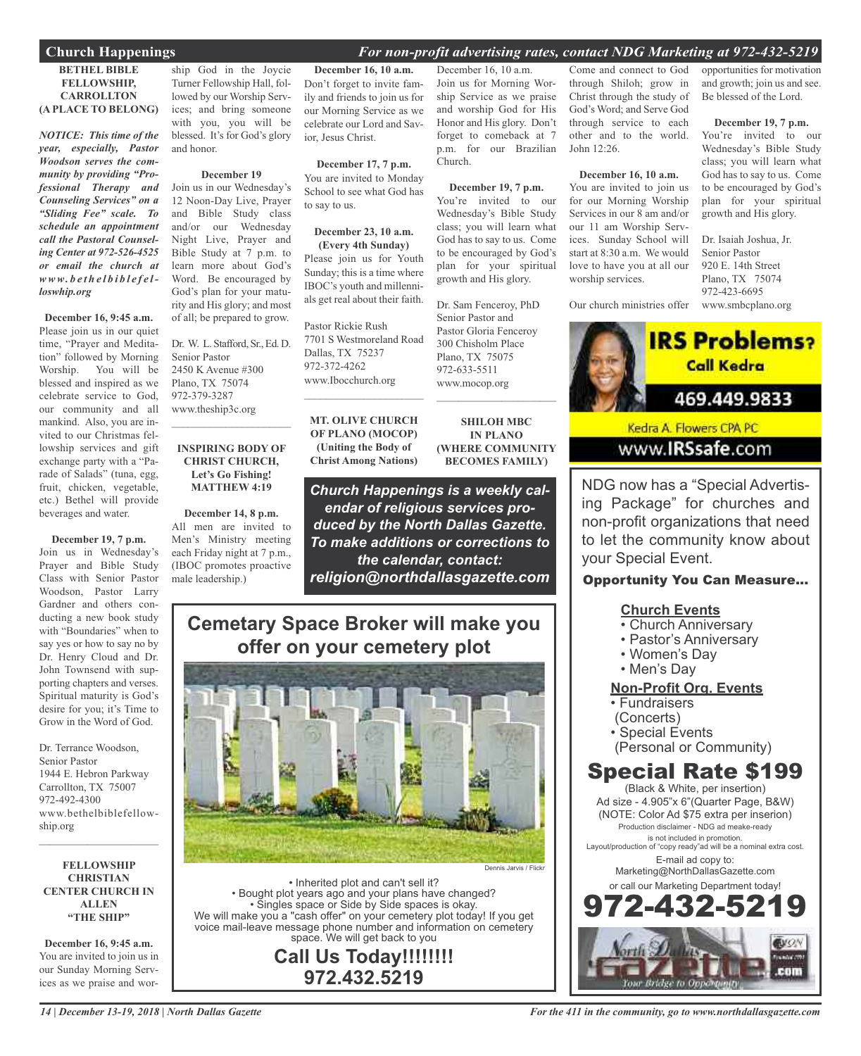# Church Happenings

*For non-profit advertising rates, contact NDG Marketing at 972-432-5219*

## BETHEL BIBLE FELLOWSHIP, CARROLLTON (A PLACE TO BELONG)

***NOTICE: This time of the year, especially, Pastor Woodson serves the community by providing "Professional Therapy and Counseling Services" on a "Sliding Fee" scale. To schedule an appointment call the Pastoral Counseling Center at 972-526-4525 or email the church at www.bethelbiblefelloswhip.org***

**December 16, 9:45 a.m.**
Please join us in our quiet time, "Prayer and Meditation" followed by Morning Worship. You will be blessed and inspired as we celebrate service to God, our community and all mankind. Also, you are invited to our Christmas fellowship services and gift exchange party with a "Parade of Salads" (tuna, egg, fruit, chicken, vegetable, etc.) Bethel will provide beverages and water.

**December 19, 7 p.m.**
Join us in Wednesday's Prayer and Bible Study Class with Senior Pastor Woodson, Pastor Larry Gardner and others conducting a new book study with "Boundaries" when to say yes or how to say no by Dr. Henry Cloud and Dr. John Townsend with supporting chapters and verses. Spiritual maturity is God's desire for you; it's Time to Grow in the Word of God.

Dr. Terrance Woodson,
Senior Pastor
1944 E. Hebron Parkway
Carrollton, TX 75007
972-492-4300
www.bethelbiblefellowship.org

---

## FELLOWSHIP CHRISTIAN CENTER CHURCH IN ALLEN "THE SHIP"

**December 16, 9:45 a.m.**
You are invited to join us in our Sunday Morning Services as we praise and worship God in the Joycie Turner Fellowship Hall, followed by our Worship Services; and bring someone with you, you will be blessed. It's for God's glory and honor.

**December 19**
Join us in our Wednesday's 12 Noon-Day Live, Prayer and Bible Study class and/or our Wednesday Night Live, Prayer and Bible Study at 7 p.m. to learn more about God's Word. Be encouraged by God's plan for your maturity and His glory; and most of all; be prepared to grow.

Dr. W. L. Stafford, Sr., Ed. D.
Senior Pastor
2450 K Avenue #300
Plano, TX 75074
972-379-3287
www.theship3c.org

---

## INSPIRING BODY OF CHRIST CHURCH, Let's Go Fishing! MATTHEW 4:19

**December 14, 8 p.m.**
All men are invited to Men's Ministry meeting each Friday night at 7 p.m., (IBOC promotes proactive male leadership.)

**December 16, 10 a.m.**
Don't forget to invite family and friends to join us for our Morning Service as we celebrate our Lord and Savior, Jesus Christ.

**December 17, 7 p.m.**
You are invited to Monday School to see what God has to say to us.

**December 23, 10 a.m. (Every 4th Sunday)**
Please join us for Youth Sunday; this is a time where IBOC's youth and millennials get real about their faith.

Pastor Rickie Rush
7701 S Westmoreland Road
Dallas, TX 75237
972-372-4262
www.Ibocchurch.org

---

## MT. OLIVE CHURCH OF PLANO (MOCOP) (Uniting the Body of Christ Among Nations)

December 16, 10 a.m.
Join us for Morning Worship Service as we praise and worship God for His Honor and His glory. Don't forget to comeback at 7 p.m. for our Brazilian Church.

**December 19, 7 p.m.**
You're invited to our Wednesday's Bible Study class; you will learn what God has to say to us. Come to be encouraged by God's plan for your spiritual growth and His glory.

Dr. Sam Fenceroy, PhD
Senior Pastor and
Pastor Gloria Fenceroy
300 Chisholm Place
Plano, TX 75075
972-633-5511
www.mocop.org

---

## SHILOH MBC IN PLANO (WHERE COMMUNITY BECOMES FAMILY)

Come and connect to God through Shiloh; grow in Christ through the study of God's Word; and Serve God through service to each other and to the world. John 12:26.

**December 16, 10 a.m.**
You are invited to join us for our Morning Worship Services in our 8 am and/or our 11 am Worship Services. Sunday School will start at 8:30 a.m. We would love to have you at all our worship services.

Our church ministries offer opportunities for motivation and growth; join us and see. Be blessed of the Lord.

**December 19, 7 p.m.**
You're invited to our Wednesday's Bible Study class; you will learn what God has to say to us. Come to be encouraged by God's plan for your spiritual growth and His glory.

Dr. Isaiah Joshua, Jr.
Senior Pastor
920 E. 14th Street
Plano, TX 75074
972-423-6695
www.smbcplano.org

---

***Church Happenings is a weekly calendar of religious services produced by the North Dallas Gazette. To make additions or corrections to the calendar, contact: religion@northdallasgazette.com***

---

## Cemetary Space Broker will make you offer on your cemetery plot

Dennis Jarvis / Flickr

- Inherited plot and can't sell it?
- Bought plot years ago and your plans have changed?
- Singles space or Side by Side spaces is okay.

We will make you a "cash offer" on your cemetery plot today! If you get voice mail-leave message phone number and information on cemetery space. We will get back to you

**Call Us Today!!!!!!!!**
**972.432.5219**

---

**IRS Problems? Call Kedra**
**469.449.9833**
Kedra A. Flowers CPA PC
www.IRSsafe.com

---

NDG now has a "Special Advertising Package" for churches and non-profit organizations that need to let the community know about your Special Event.

**Opportunity You Can Measure...**

**Church Events**
- Church Anniversary
- Pastor's Anniversary
- Women's Day
- Men's Day

**Non-Profit Org. Events**
- Fundraisers (Concerts)
- Special Events (Personal or Community)

**Special Rate $199**
(Black & White, per insertion)
Ad size - 4.905"x 6"(Quarter Page, B&W)
(NOTE: Color Ad $75 extra per inserion)
Production disclaimer - NDG ad meake-ready is not included in promotion.
Layout/production of "copy ready"ad will be a nominal extra cost.
E-mail ad copy to:
Marketing@NorthDallasGazette.com
or call our Marketing Department today!
**972-432-5219**

North Dallas Gazette .com — Your Bridge to Opportunity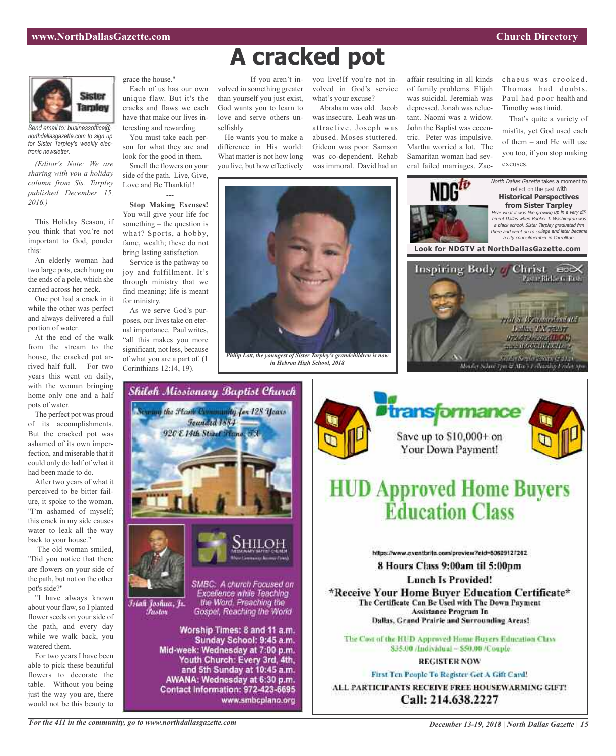# A cracked pot

Sister Tarpley

*Send email to: businessoffice@northdallasgazette.com to sign up for Sister Tarpley's weekly electronic newsletter.*

*(Editor's Note: We are sharing with you a holiday column from Sis. Tarpley published December 15, 2016.)*

This Holiday Season, if you think that you're not important to God, ponder this:

An elderly woman had two large pots, each hung on the ends of a pole, which she carried across her neck.

One pot had a crack in it while the other was perfect and always delivered a full portion of water.

At the end of the walk from the stream to the house, the cracked pot arrived half full. For two years this went on daily, with the woman bringing home only one and a half pots of water.

The perfect pot was proud of its accomplishments. But the cracked pot was ashamed of its own imperfection, and miserable that it could only do half of what it had been made to do.

After two years of what it perceived to be bitter failure, it spoke to the woman. "I'm ashamed of myself; this crack in my side causes water to leak all the way back to your house."

The old woman smiled, "Did you notice that there are flowers on your side of the path, but not on the other pot's side?"

"I have always known about your flaw, so I planted flower seeds on your side of the path, and every day while we walk back, you watered them.

For two years I have been able to pick these beautiful flowers to decorate the table. Without you being just the way you are, there would not be this beauty to grace the house."

Each of us has our own unique flaw. But it's the cracks and flaws we each have that make our lives interesting and rewarding.

You must take each person for what they are and look for the good in them.

Smell the flowers on your side of the path. Live, Give, Love and Be Thankful!

---

**Stop Making Excuses!** You will give your life for something – the question is what? Sports, a hobby, fame, wealth; these do not bring lasting satisfaction.

Service is the pathway to joy and fulfillment. It's through ministry that we find meaning; life is meant for ministry.

As we serve God's purposes, our lives take on eternal importance. Paul writes, "all this makes you more significant, not less, because of what you are a part of. (1 Corinthians 12:14, 19).

If you aren't involved in something greater than yourself you just exist, God wants you to learn to love and serve others unselfishly.

He wants you to make a difference in His world: What matter is not how long you live, but how effectively you live!If you're not involved in God's service what's your excuse?

Abraham was old. Jacob was insecure. Leah was unattractive. Joseph was abused. Moses stuttered. Gideon was poor. Samson was co-dependent. Rehab was immoral. David had an affair resulting in all kinds of family problems. Elijah was suicidal. Jeremiah was depressed. Jonah was reluctant. Naomi was a widow. John the Baptist was eccentric. Peter was impulsive. Martha worried a lot. The Samaritan woman had several failed marriages. Zacchaeus was crooked. Thomas had doubts. Paul had poor health and Timothy was timid.

That's quite a variety of misfits, yet God used each of them – and He will use you too, if you stop making excuses.

*Philip Lott, the youngest of Sister Tarpley's grandchildren is now in Hebron High School, 2018*

NDGtv

*North Dallas Gazette* takes a moment to reflect on the past with **Historical Perspectives from Sister Tarpley**

*Hear what it was like growing up in a very different Dallas when Booker T. Washington was a black school. Sister Tarpley graduated frm there and went on to college and later became a city councilmember in Carrollton.*

**Look for NDGTV at NorthDallasGazette.com**

Inspiring Body of Christ

Pastor Rickie G. Rush

7701 S. Westmoreland Rd
Dallas, TX 75237
972.372.4262 (IBOC)
www.IBOCCHURCH.org

Monday School 7pm & Men's Fellowship Friday 8pm

## Shiloh Missionary Baptist Church

Serving the Plano Community for 128 Years
Founded 1884
920 E 14th Street Plano, TX

SHILOH MISSIONARY BAPTIST CHURCH

Isiah Joshua, Jr.
Pastor

SMBC: A church Focused on Excellence while Teaching the Word, Preaching the Gospel, Reaching the World

**Worship Times: 8 and 11 a.m.**
**Sunday School: 9:45 a.m.**
**Mid-week: Wednesday at 7:00 p.m.**
**Youth Church: Every 3rd, 4th, and 5th Sunday at 10:45 a.m.**
**AWANA: Wednesday at 6:30 p.m.**
**Contact Information: 972-423-6695**
**www.smbcplano.org**

transformance

Save up to $10,000+ on Your Down Payment!

## HUD Approved Home Buyers Education Class

https://www.eventbrite.com/preview?eid=50609127282

**8 Hours Class 9:00am til 5:00pm**

**Lunch Is Provided!**

**\*Receive Your Home Buyer Education Certificate\***

**The Certificate Can Be Used with The Down Payment Assistance Program In Dallas, Grand Prairie and Surrounding Areas!**

The Cost of the HUD Approved Home Buyers Education Class $35.00 /Individual – $50.00 /Couple

**REGISTER NOW**

**First Ten People To Register Get A Gift Card!**

**ALL PARTICIPANTS RECEIVE FREE HOUSEWARMING GIFT!**

**Call: 214.638.2227**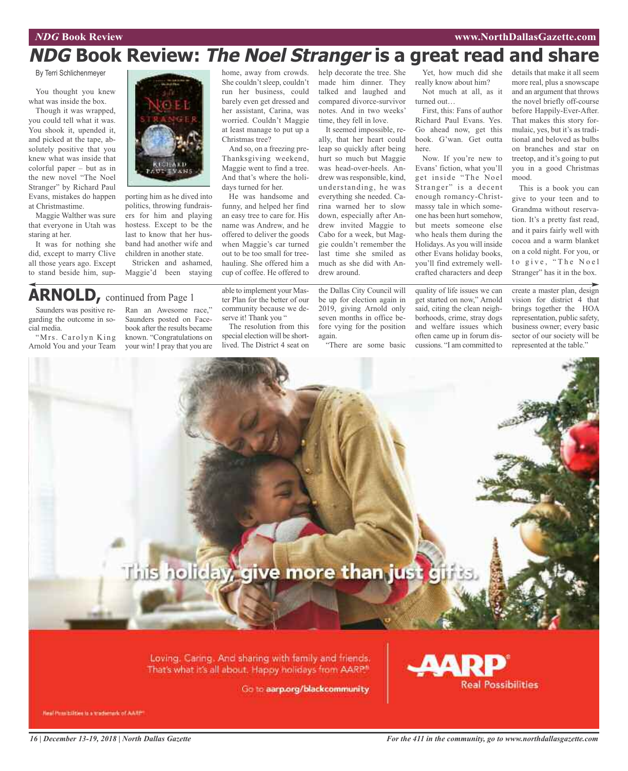# *NDG* Book Review: *The Noel Stranger* is a great read and share

By Terri Schlichenmeyer

You thought you knew what was inside the box.

Though it was wrapped, you could tell what it was. You shook it, upended it, and picked at the tape, absolutely positive that you knew what was inside that colorful paper – but as in the new novel "The Noel Stranger" by Richard Paul Evans, mistakes do happen at Christmastime.

Maggie Walther was sure that everyone in Utah was staring at her.

It was for nothing she did, except to marry Clive all those years ago. Except to stand beside him, supporting him as he dived into politics, throwing fundraisers for him and playing hostess. Except to be the last to know that her husband had another wife and children in another state.

Stricken and ashamed, Maggie'd been staying home, away from crowds. She couldn't sleep, couldn't run her business, could barely even get dressed and her assistant, Carina, was worried. Couldn't Maggie at least manage to put up a Christmas tree?

And so, on a freezing pre-Thanksgiving weekend, Maggie went to find a tree. And that's where the holidays turned for her.

He was handsome and funny, and helped her find an easy tree to care for. His name was Andrew, and he offered to deliver the goods when Maggie's car turned out to be too small for tree-hauling. She offered him a cup of coffee. He offered to help decorate the tree. She made him dinner. They talked and laughed and compared divorce-survivor notes. And in two weeks' time, they fell in love.

It seemed impossible, really, that her heart could leap so quickly after being hurt so much but Maggie was head-over-heels. Andrew was responsible, kind, understanding, he was everything she needed. Carina warned her to slow down, especially after Andrew invited Maggie to Cabo for a week, but Maggie couldn't remember the last time she smiled as much as she did with Andrew around.

Yet, how much did she really know about him?

Not much at all, as it turned out…

First, this: Fans of author Richard Paul Evans. Yes. Go ahead now, get this book. G'wan. Get outta here.

Now. If you're new to Evans' fiction, what you'll get inside "The Noel Stranger" is a decent enough romancy-Christmassy tale in which someone has been hurt somehow, but meets someone else who heals them during the Holidays. As you will inside other Evans holiday books, you'll find extremely well-crafted characters and deep details that make it all seem more real, plus a snowscape and an argument that throws the novel briefly off-course before Happily-Ever-After. That makes this story formulaic, yes, but it's as traditional and beloved as bulbs on branches and star on treetop, and it's going to put you in a good Christmas mood.

This is a book you can give to your teen and to Grandma without reservation. It's a pretty fast read, and it pairs fairly well with cocoa and a warm blanket on a cold night. For you, or to give, "The Noel Stranger" has it in the box.

## ARNOLD, continued from Page 1

Saunders was positive regarding the outcome in social media.

"Mrs. Carolyn King Arnold You and your Team Ran an Awesome race," Saunders posted on Facebook after the results became known. "Congratulations on your win! I pray that you are able to implement your Master Plan for the better of our community because we deserve it! Thank you "

The resolution from this special election will be short-lived. The District 4 seat on the Dallas City Council will be up for election again in 2019, giving Arnold only seven months in office before vying for the position again.

"There are some basic quality of life issues we can get started on now," Arnold said, citing the clean neighborhoods, crime, stray dogs and welfare issues which often came up in forum discussions. "I am committed to create a master plan, design vision for district 4 that brings together the HOA representation, public safety, business owner; every basic sector of our society will be represented at the table."

This holiday, give more than just gifts.

Loving. Caring. And sharing with family and friends. That's what it's all about. Happy holidays from AARP.®

Go to aarp.org/blackcommunity

AARP® Real Possibilities

Real Possibilities is a trademark of AARP®